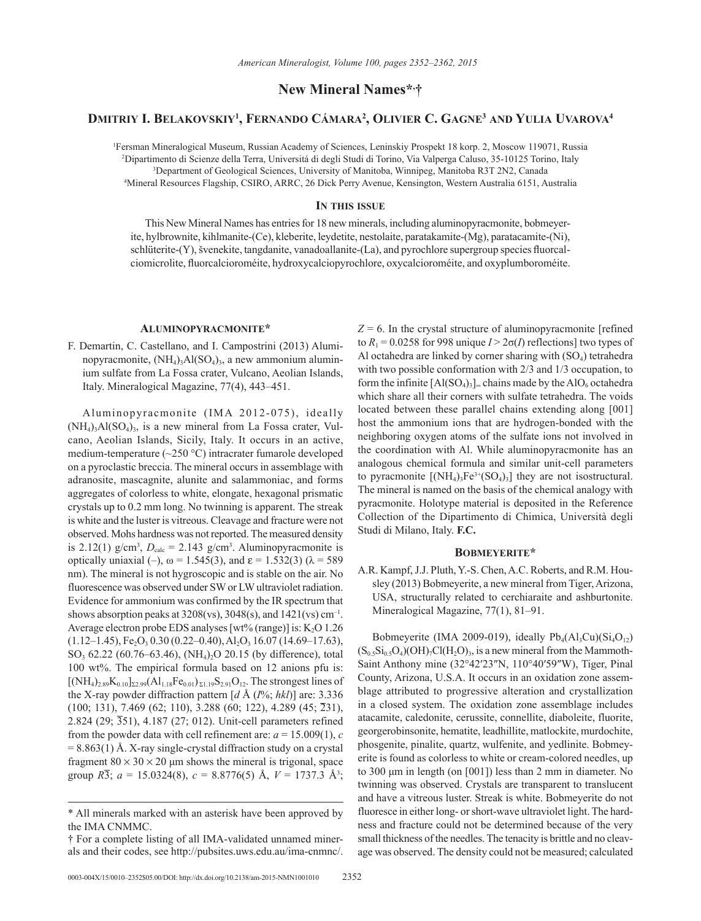# New Mineral Names*,†

## Dmitriy I. Belakovskiy[1], Fernando Cámara[2], Olivier C. Gagne[3] and Yulia Uvarova[4]

[1]Fersman Mineralogical Museum, Russian Academy of Sciences, Leninskiy Prospekt 18 korp. 2, Moscow 119071, Russia
[2]Dipartimento di Scienze della Terra, Universitá di degli Studi di Torino, Via Valperga Caluso, 35-10125 Torino, Italy
[3]Department of Geological Sciences, University of Manitoba, Winnipeg, Manitoba R3T 2N2, Canada
[4]Mineral Resources Flagship, CSIRO, ARRC, 26 Dick Perry Avenue, Kensington, Western Australia 6151, Australia

### In this issue

This New Mineral Names has entries for 18 new minerals, including aluminopyracmonite, bobmeyerite, hylbrownite, kihlmanite-(Ce), kleberite, leydetite, nestolaite, paratakamite-(Mg), paratacamite-(Ni), schlüterite-(Y), švenekite, tangdanite, vanadoallanite-(La), and pyrochlore supergroup species fluorcalciomicrolite, fluorcalcioroméite, hydroxycalciopyrochlore, oxycalcioroméite, and oxyplumboroméite.

### Aluminopyracmonite*

F. Demartin, C. Castellano, and I. Campostrini (2013) Aluminopyracmonite, $(NH_4)_3Al(SO_4)_3$, a new ammonium aluminium sulfate from La Fossa crater, Vulcano, Aeolian Islands, Italy. Mineralogical Magazine, 77(4), 443–451.

Aluminopyracmonite (IMA 2012-075), ideally $(NH_4)_3Al(SO_4)_3$, is a new mineral from La Fossa crater, Vulcano, Aeolian Islands, Sicily, Italy. It occurs in an active, medium-temperature (~250 °C) intracrater fumarole developed on a pyroclastic breccia. The mineral occurs in assemblage with adranosite, mascagnite, alunite and salammoniac, and forms aggregates of colorless to white, elongate, hexagonal prismatic crystals up to 0.2 mm long. No twinning is apparent. The streak is white and the luster is vitreous. Cleavage and fracture were not observed. Mohs hardness was not reported. The measured density is 2.12(1) g/cm$^3$, $D_{calc}$ = 2.143 g/cm$^3$. Aluminopyracmonite is optically uniaxial (–), ω = 1.545(3), and ε = 1.532(3) (λ = 589 nm). The mineral is not hygroscopic and is stable on the air. No fluorescence was observed under SW or LW ultraviolet radiation. Evidence for ammonium was confirmed by the IR spectrum that shows absorption peaks at 3208(vs), 3048(s), and 1421(vs) cm$^{-1}$. Average electron probe EDS analyses [wt% (range)] is: $K_2O$ 1.26 (1.12–1.45), $Fe_2O_3$ 0.30 (0.22–0.40), $Al_2O_3$ 16.07 (14.69–17.63), $SO_3$ 62.22 (60.76–63.46), $(NH_4)_2O$ 20.15 (by difference), total 100 wt%. The empirical formula based on 12 anions pfu is: $[(NH_4)_{2.89}K_{0.10}]_{\Sigma 2.99}(Al_{1.18}Fe_{0.01})_{\Sigma 1.19}S_{2.91}O_{12}$. The strongest lines of the X-ray powder diffraction pattern [$d$ Å ($I$%; $hkl$)] are: 3.336 (100; 131), 7.469 (62; 110), 3.288 (60; 122), 4.289 (45; $\overline{2}31$), 2.824 (29; $\overline{3}51$), 4.187 (27; 012). Unit-cell parameters refined from the powder data with cell refinement are: $a$ = 15.009(1), $c$ = 8.863(1) Å. X-ray single-crystal diffraction study on a crystal fragment 80 × 30 × 20 μm shows the mineral is trigonal, space group $R\overline{3}$; $a$ = 15.0324(8), $c$ = 8.8776(5) Å, $V$ = 1737.3 Å$^3$; $Z$ = 6. In the crystal structure of aluminopyracmonite [refined to $R_1$ = 0.0258 for 998 unique $I > 2\sigma(I)$ reflections] two types of Al octahedra are linked by corner sharing with $(SO_4)$ tetrahedra with two possible conformation with 2/3 and 1/3 occupation, to form the infinite $[Al(SO_4)_3]_\infty$ chains made by the $AlO_6$ octahedra which share all their corners with sulfate tetrahedra. The voids located between these parallel chains extending along [001] host the ammonium ions that are hydrogen-bonded with the neighboring oxygen atoms of the sulfate ions not involved in the coordination with Al. While aluminopyracmonite has an analogous chemical formula and similar unit-cell parameters to pyracmonite $[(NH_4)_3Fe^{3+}(SO_4)_3]$ they are not isostructural. The mineral is named on the basis of the chemical analogy with pyracmonite. Holotype material is deposited in the Reference Collection of the Dipartimento di Chimica, Università degli Studi di Milano, Italy. **F.C.**

### Bobmeyerite*

A.R. Kampf, J.J. Pluth, Y.-S. Chen, A.C. Roberts, and R.M. Housley (2013) Bobmeyerite, a new mineral from Tiger, Arizona, USA, structurally related to cerchiaraite and ashburtonite. Mineralogical Magazine, 77(1), 81–91.

Bobmeyerite (IMA 2009-019), ideally $Pb_4(Al_3Cu)(Si_4O_{12})(S_{0.5}Si_{0.5}O_4)(OH)_7Cl(H_2O)_3$, is a new mineral from the Mammoth-Saint Anthony mine (32°42′23″N, 110°40′59″W), Tiger, Pinal County, Arizona, U.S.A. It occurs in an oxidation zone assemblage attributed to progressive alteration and crystallization in a closed system. The oxidation zone assemblage includes atacamite, caledonite, cerussite, connellite, diaboleite, fluorite, georgerobinsonite, hematite, leadhillite, matlockite, murdochite, phosgenite, pinalite, quartz, wulfenite, and yedlinite. Bobmeyerite is found as colorless to white or cream-colored needles, up to 300 μm in length (on [001]) less than 2 mm in diameter. No twinning was observed. Crystals are transparent to translucent and have a vitreous luster. Streak is white. Bobmeyerite do not fluoresce in either long- or short-wave ultraviolet light. The hardness and fracture could not be determined because of the very small thickness of the needles. The tenacity is brittle and no cleavage was observed. The density could not be measured; calculated

---

* All minerals marked with an asterisk have been approved by the IMA CNMMC.

† For a complete listing of all IMA-validated unnamed minerals and their codes, see http://pubsites.uws.edu.au/ima-cnmnc/.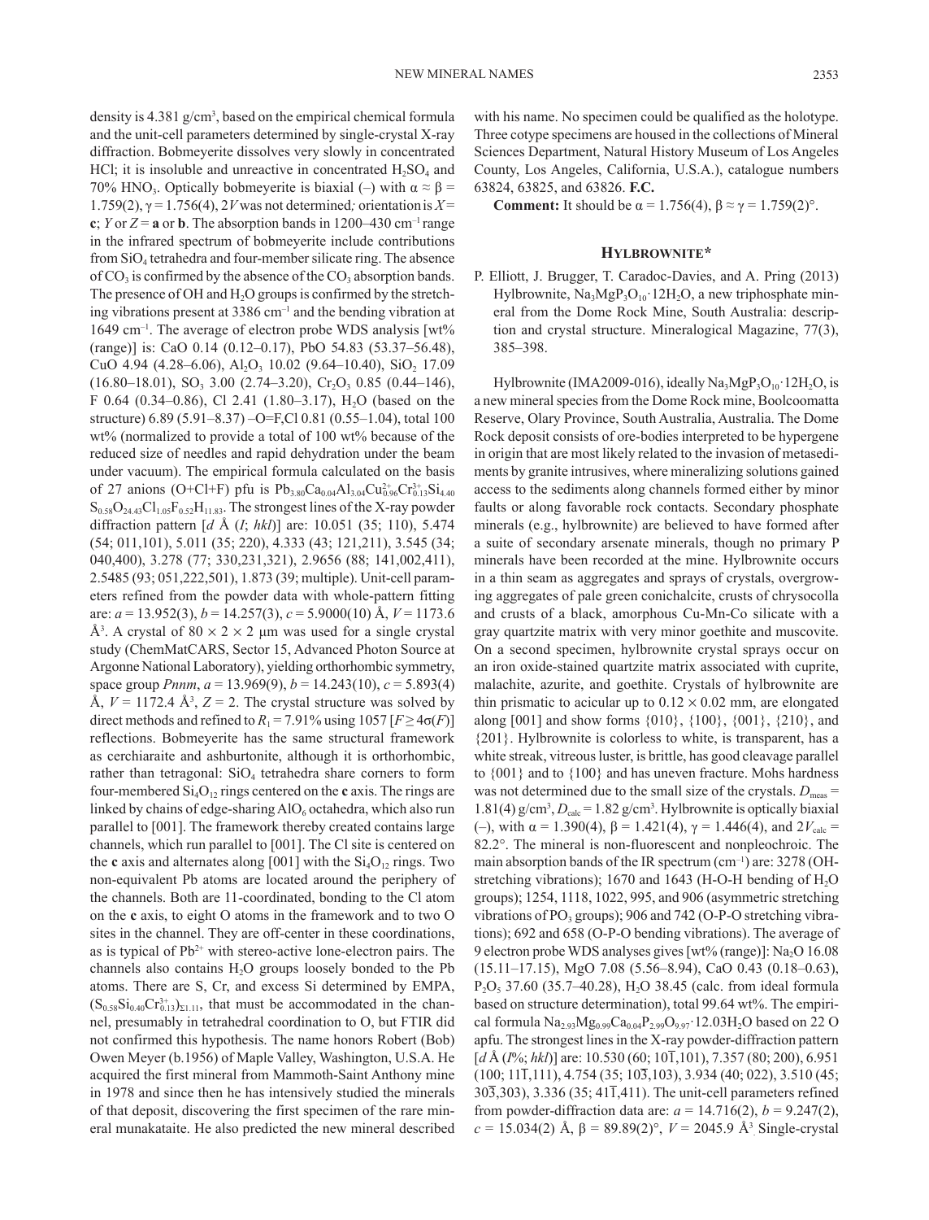density is 4.381 g/cm$^3$, based on the empirical chemical formula and the unit-cell parameters determined by single-crystal X-ray diffraction. Bobmeyerite dissolves very slowly in concentrated HCl; it is insoluble and unreactive in concentrated $H_2SO_4$ and 70% $HNO_3$. Optically bobmeyerite is biaxial (–) with $\alpha \approx \beta$ = 1.759(2), $\gamma$ = 1.756(4), 2*V* was not determined; orientation is *X* = **c**; *Y* or *Z* = **a** or **b**. The absorption bands in 1200–430 cm$^{-1}$ range in the infrared spectrum of bobmeyerite include contributions from $SiO_4$ tetrahedra and four-member silicate ring. The absence of $CO_3$ is confirmed by the absence of the $CO_3$ absorption bands. The presence of OH and $H_2O$ groups is confirmed by the stretching vibrations present at 3386 cm$^{-1}$ and the bending vibration at 1649 cm$^{-1}$. The average of electron probe WDS analysis [wt% (range)] is: CaO 0.14 (0.12–0.17), PbO 54.83 (53.37–56.48), CuO 4.94 (4.28–6.06), $Al_2O_3$ 10.02 (9.64–10.40), $SiO_2$ 17.09 (16.80–18.01), $SO_3$ 3.00 (2.74–3.20), $Cr_2O_3$ 0.85 (0.44–146), F 0.64 (0.34–0.86), Cl 2.41 (1.80–3.17), $H_2O$ (based on the structure) 6.89 (5.91–8.37) –O=F,Cl 0.81 (0.55–1.04), total 100 wt% (normalized to provide a total of 100 wt% because of the reduced size of needles and rapid dehydration under the beam under vacuum). The empirical formula calculated on the basis of 27 anions (O+Cl+F) pfu is $Pb_{3.80}Ca_{0.04}Al_{3.04}Cu^{2+}_{0.96}Cr^{3+}_{0.13}Si_{4.40}S_{0.58}O_{24.43}Cl_{1.05}F_{0.52}H_{11.83}$. The strongest lines of the X-ray powder diffraction pattern [*d* Å (*I*; *hkl*)] are: 10.051 (35; 110), 5.474 (54; 011,101), 5.011 (35; 220), 4.333 (43; 121,211), 3.545 (34; 040,400), 3.278 (77; 330,231,321), 2.9656 (88; 141,002,411), 2.5485 (93; 051,222,501), 1.873 (39; multiple). Unit-cell parameters refined from the powder data with whole-pattern fitting are: *a* = 13.952(3), *b* = 14.257(3), *c* = 5.9000(10) Å, *V* = 1173.6 Å$^3$. A crystal of 80 × 2 × 2 μm was used for a single crystal study (ChemMatCARS, Sector 15, Advanced Photon Source at Argonne National Laboratory), yielding orthorhombic symmetry, space group *Pnnm*, *a* = 13.969(9), *b* = 14.243(10), *c* = 5.893(4) Å, *V* = 1172.4 Å$^3$, *Z* = 2. The crystal structure was solved by direct methods and refined to $R_1$ = 7.91% using 1057 [$F \geq 4\sigma(F)$] reflections. Bobmeyerite has the same structural framework as cerchiaraite and ashburtonite, although it is orthorhombic, rather than tetragonal: $SiO_4$ tetrahedra share corners to form four-membered $Si_4O_{12}$ rings centered on the **c** axis. The rings are linked by chains of edge-sharing $AlO_6$ octahedra, which also run parallel to [001]. The framework thereby created contains large channels, which run parallel to [001]. The Cl site is centered on the **c** axis and alternates along [001] with the $Si_4O_{12}$ rings. Two non-equivalent Pb atoms are located around the periphery of the channels. Both are 11-coordinated, bonding to the Cl atom on the **c** axis, to eight O atoms in the framework and to two O sites in the channel. They are off-center in these coordinations, as is typical of $Pb^{2+}$ with stereo-active lone-electron pairs. The channels also contains $H_2O$ groups loosely bonded to the Pb atoms. There are S, Cr, and excess Si determined by EMPA, $(S_{0.58}Si_{0.40}Cr^{3+}_{0.13})_{\Sigma 1.11}$, that must be accommodated in the channel, presumably in tetrahedral coordination to O, but FTIR did not confirmed this hypothesis. The name honors Robert (Bob) Owen Meyer (b.1956) of Maple Valley, Washington, U.S.A. He acquired the first mineral from Mammoth-Saint Anthony mine in 1978 and since then he has intensively studied the minerals of that deposit, discovering the first specimen of the rare mineral munakataite. He also predicted the new mineral described with his name. No specimen could be qualified as the holotype. Three cotype specimens are housed in the collections of Mineral Sciences Department, Natural History Museum of Los Angeles County, Los Angeles, California, U.S.A.), catalogue numbers 63824, 63825, and 63826. **F.C.**

**Comment:** It should be $\alpha$ = 1.756(4), $\beta \approx \gamma$ = 1.759(2)°.

## Hylbrownite*

P. Elliott, J. Brugger, T. Caradoc-Davies, and A. Pring (2013) Hylbrownite, $Na_3MgP_3O_{10}\cdot 12H_2O$, a new triphosphate mineral from the Dome Rock Mine, South Australia: description and crystal structure. Mineralogical Magazine, 77(3), 385–398.

Hylbrownite (IMA2009-016), ideally $Na_3MgP_3O_{10}\cdot 12H_2O$, is a new mineral species from the Dome Rock mine, Boolcoomatta Reserve, Olary Province, South Australia, Australia. The Dome Rock deposit consists of ore-bodies interpreted to be hypergene in origin that are most likely related to the invasion of metasediments by granite intrusives, where mineralizing solutions gained access to the sediments along channels formed either by minor faults or along favorable rock contacts. Secondary phosphate minerals (e.g., hylbrownite) are believed to have formed after a suite of secondary arsenate minerals, though no primary P minerals have been recorded at the mine. Hylbrownite occurs in a thin seam as aggregates and sprays of crystals, overgrowing aggregates of pale green conichalcite, crusts of chrysocolla and crusts of a black, amorphous Cu-Mn-Co silicate with a gray quartzite matrix with very minor goethite and muscovite. On a second specimen, hylbrownite crystal sprays occur on an iron oxide-stained quartzite matrix associated with cuprite, malachite, azurite, and goethite. Crystals of hylbrownite are thin prismatic to acicular up to 0.12 × 0.02 mm, are elongated along [001] and show forms {010}, {100}, {001}, {210}, and {201}. Hylbrownite is colorless to white, is transparent, has a white streak, vitreous luster, is brittle, has good cleavage parallel to {001} and to {100} and has uneven fracture. Mohs hardness was not determined due to the small size of the crystals. $D_{meas}$ = 1.81(4) g/cm$^3$, $D_{calc}$ = 1.82 g/cm$^3$. Hylbrownite is optically biaxial (–), with $\alpha$ = 1.390(4), $\beta$ = 1.421(4), $\gamma$ = 1.446(4), and $2V_{calc}$ = 82.2°. The mineral is non-fluorescent and nonpleochroic. The main absorption bands of the IR spectrum (cm$^{-1}$) are: 3278 (OH-stretching vibrations); 1670 and 1643 (H-O-H bending of $H_2O$ groups); 1254, 1118, 1022, 995, and 906 (asymmetric stretching vibrations of $PO_3$ groups); 906 and 742 (O-P-O stretching vibrations); 692 and 658 (O-P-O bending vibrations). The average of 9 electron probe WDS analyses gives [wt% (range)]: $Na_2O$ 16.08 (15.11–17.15), MgO 7.08 (5.56–8.94), CaO 0.43 (0.18–0.63), $P_2O_5$ 37.60 (35.7–40.28), $H_2O$ 38.45 (calc. from ideal formula based on structure determination), total 99.64 wt%. The empirical formula $Na_{2.93}Mg_{0.99}Ca_{0.04}P_{2.99}O_{9.97}\cdot 12.03H_2O$ based on 22 O apfu. The strongest lines in the X-ray powder-diffraction pattern [*d* Å (*I*%; *hkl*)] are: 10.530 (60; $10\overline{1}$,101), 7.357 (80; 200), 6.951 (100; $11\overline{1}$,111), 4.754 (35; $10\overline{3}$,103), 3.934 (40; 022), 3.510 (45; $30\overline{3}$,303), 3.336 (35; $41\overline{1}$,411). The unit-cell parameters refined from powder-diffraction data are: *a* = 14.716(2), *b* = 9.247(2), *c* = 15.034(2) Å, $\beta$ = 89.89(2)°, *V* = 2045.9 Å$^3$. Single-crystal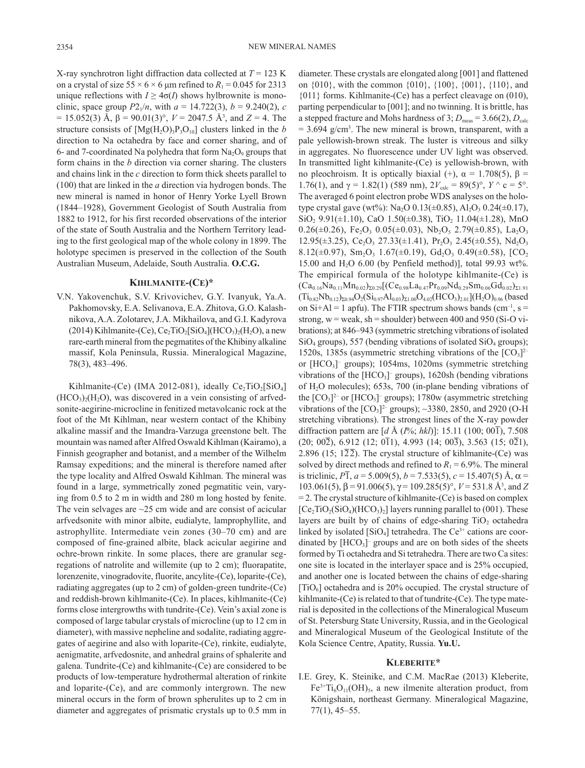X-ray synchrotron light diffraction data collected at $T = 123$ K on a crystal of size $55 \times 6 \times 6$ μm refined to $R_1 = 0.045$ for 2313 unique reflections with $I \geq 4\sigma(I)$ shows hylbrownite is monoclinic, space group $P2_1/n$, with $a = 14.722(3)$, $b = 9.240(2)$, $c = 15.052(3)$ Å, $\beta = 90.01(3)°$, $V = 2047.5$ Å$^3$, and $Z = 4$. The structure consists of $[Mg(H_2O)_3P_3O_{10}]$ clusters linked in the $b$ direction to Na octahedra by face and corner sharing, and of 6- and 7-coordinated Na polyhedra that form $Na_2O_9$ groups that form chains in the $b$ direction via corner sharing. The clusters and chains link in the $c$ direction to form thick sheets parallel to (100) that are linked in the $a$ direction via hydrogen bonds. The new mineral is named in honor of Henry Yorke Lyell Brown (1844–1928), Government Geologist of South Australia from 1882 to 1912, for his first recorded observations of the interior of the state of South Australia and the Northern Territory leading to the first geological map of the whole colony in 1899. The holotype specimen is preserved in the collection of the South Australian Museum, Adelaide, South Australia. **O.C.G.**

## Kihlmanite-(Ce)*

V.N. Yakovenchuk, S.V. Krivovichev, G.Y. Ivanyuk, Ya.A. Pakhomovsky, E.A. Selivanova, E.A. Zhitova, G.O. Kalashnikova, A.A. Zolotarev, J.A. Mikhailova, and G.I. Kadyrova (2014) Kihlmanite-(Ce), $Ce_2TiO_2[SiO_4](HCO_3)_2(H_2O)$, a new rare-earth mineral from the pegmatites of the Khibiny alkaline massif, Kola Peninsula, Russia. Mineralogical Magazine, 78(3), 483–496.

Kihlmanite-(Ce) (IMA 2012-081), ideally $Ce_2TiO_2[SiO_4](HCO_3)_2(H_2O)$, was discovered in a vein consisting of arfvedsonite-aegirine-microcline in fenitized metavolcanic rock at the foot of the Mt Kihlman, near western contact of the Khibiny alkaline massif and the Imandra-Varzuga greenstone belt. The mountain was named after Alfred Oswald Kihlman (Kairamo), a Finnish geographer and botanist, and a member of the Wilhelm Ramsay expeditions; and the mineral is therefore named after the type locality and Alfred Oswald Kihlman. The mineral was found in a large, symmetrically zoned pegmatitic vein, varying from 0.5 to 2 m in width and 280 m long hosted by fenite. The vein selvages are ~25 cm wide and are consist of acicular arfvedsonite with minor albite, eudialyte, lamprophyllite, and astrophyllite. Intermediate vein zones (30–70 cm) and are composed of fine-grained albite, black acicular aegirine and ochre-brown rinkite. In some places, there are granular segregations of natrolite and willemite (up to 2 cm); fluorapatite, lorenzenite, vinogradovite, fluorite, ancylite-(Ce), loparite-(Ce), radiating aggregates (up to 2 cm) of golden-green tundrite-(Ce) and reddish-brown kihlmanite-(Ce). In places, kihlmanite-(Ce) forms close intergrowths with tundrite-(Ce). Vein's axial zone is composed of large tabular crystals of microcline (up to 12 cm in diameter), with massive nepheline and sodalite, radiating aggregates of aegirine and also with loparite-(Ce), rinkite, eudialyte, aenigmatite, arfvedsonite, and anhedral grains of sphalerite and galena. Tundrite-(Ce) and kihlmanite-(Ce) are considered to be products of low-temperature hydrothermal alteration of rinkite and loparite-(Ce), and are commonly intergrown. The new mineral occurs in the form of brown spherulites up to 2 cm in diameter and aggregates of prismatic crystals up to 0.5 mm in diameter. These crystals are elongated along [001] and flattened on {010}, with the common {010}, {100}, {001}, {110}, and {011} forms. Kihlmanite-(Ce) has a perfect cleavage on (010), parting perpendicular to [001]; and no twinning. It is brittle, has a stepped fracture and Mohs hardness of 3; $D_{meas} = 3.66(2)$, $D_{calc} = 3.694$ g/cm$^3$. The new mineral is brown, transparent, with a pale yellowish-brown streak. The luster is vitreous and silky in aggregates. No fluorescence under UV light was observed. In transmitted light kihlmanite-(Ce) is yellowish-brown, with no pleochroism. It is optically biaxial (+), $\alpha = 1.708(5)$, $\beta = 1.76(1)$, and $\gamma = 1.82(1)$ (589 nm), $2V_{calc} = 89(5)°$, $Y \wedge c = 5°$. The averaged 6 point electron probe WDS analyses on the holotype crystal gave (wt%): $Na_2O$ 0.13(±0.85), $Al_2O_3$ 0.24(±0.17), $SiO_2$ 9.91(±1.10), CaO 1.50(±0.38), $TiO_2$ 11.04(±1.28), MnO 0.26(±0.26), $Fe_2O_3$ 0.05(±0.03), $Nb_2O_5$ 2.79(±0.85), $La_2O_3$ 12.95(±3.25), $Ce_2O_3$ 27.33(±1.41), $Pr_2O_3$ 2.45(±0.55), $Nd_2O_3$ 8.12(±0.97), $Sm_2O_3$ 1.67(±0.19), $Gd_2O_3$ 0.49(±0.58), [$CO_2$ 15.00 and $H_2O$ 6.00 (by Penfield method)], total 99.93 wt%. The empirical formula of the holotype kihlmanite-(Ce) is $(Ca_{0.16}Na_{0.11}Mn_{0.02})_{\Sigma0.29}[(Ce_{0.98}La_{0.47}Pr_{0.09}Nd_{0.29}Sm_{0.06}Gd_{0.02})_{\Sigma1.91}(Ti_{0.82}Nb_{0.12})_{\Sigma0.94}O_2(Si_{0.97}Al_{0.03})_{\Sigma1.00}O_{4.02}(HCO_3)_{2.01}](H_2O)_{0.96}$ (based on Si+Al = 1 apfu). The FTIR spectrum shows bands (cm$^{-1}$, s = strong, w = weak, sh = shoulder) between 400 and 950 (Si-O vibrations); at 846–943 (symmetric stretching vibrations of isolated $SiO_4$ groups), 557 (bending vibrations of isolated $SiO_4$ groups); 1520s, 1385s (asymmetric stretching vibrations of the $[CO_3]^{2-}$ or $[HCO_3]^-$ groups); 1054ms, 1020ms (symmetric stretching vibrations of the $[HCO_3]^-$ groups), 1620sh (bending vibrations of $H_2O$ molecules); 653s, 700 (in-plane bending vibrations of the $[CO_3]^{2-}$ or $[HCO_3]^-$ groups); 1780w (asymmetric stretching vibrations of the $[CO_3]^{2-}$ groups); ~3380, 2850, and 2920 (O-H stretching vibrations). The strongest lines of the X-ray powder diffraction pattern are [$d$ Å ($I$%; $hkl$)]: 15.11 (100; $00\overline{1}$), 7.508 (20; $00\overline{2}$), 6.912 (12; $0\overline{1}1$), 4.993 (14; $00\overline{3}$), 3.563 (15; $0\overline{2}1$), 2.896 (15; $1\overline{2}\overline{2}$). The crystal structure of kihlmanite-(Ce) was solved by direct methods and refined to $R_1 = 6.9$%. The mineral is triclinic, $P\overline{1}$, $a = 5.009(5)$, $b = 7.533(5)$, $c = 15.407(5)$ Å, $\alpha = 103.061(5)$, $\beta = 91.006(5)$, $\gamma = 109.285(5)°$, $V = 531.8$ Å$^3$, and $Z = 2$. The crystal structure of kihlmanite-(Ce) is based on complex $[Ce_2TiO_2(SiO_4)(HCO_3)_2]$ layers running parallel to (001). These layers are built by of chains of edge-sharing $TiO_2$ octahedra linked by isolated $[SiO_4]$ tetrahedra. The $Ce^{3+}$ cations are coordinated by $[HCO_3]^-$ groups and are on both sides of the sheets formed by Ti octahedra and Si tetrahedra. There are two Ca sites: one site is located in the interlayer space and is 25% occupied, and another one is located between the chains of edge-sharing $[TiO_6]$ octahedra and is 20% occupied. The crystal structure of kihlmanite-(Ce) is related to that of tundrite-(Ce). The type material is deposited in the collections of the Mineralogical Museum of St. Petersburg State University, Russia, and in the Geological and Mineralogical Museum of the Geological Institute of the Kola Science Centre, Apatity, Russia. **Yu.U.**

## Kleberite*

I.E. Grey, K. Steinike, and C.M. MacRae (2013) Kleberite, $Fe^{3+}Ti_6O_{11}(OH)_5$, a new ilmenite alteration product, from Königshain, northeast Germany. Mineralogical Magazine, 77(1), 45–55.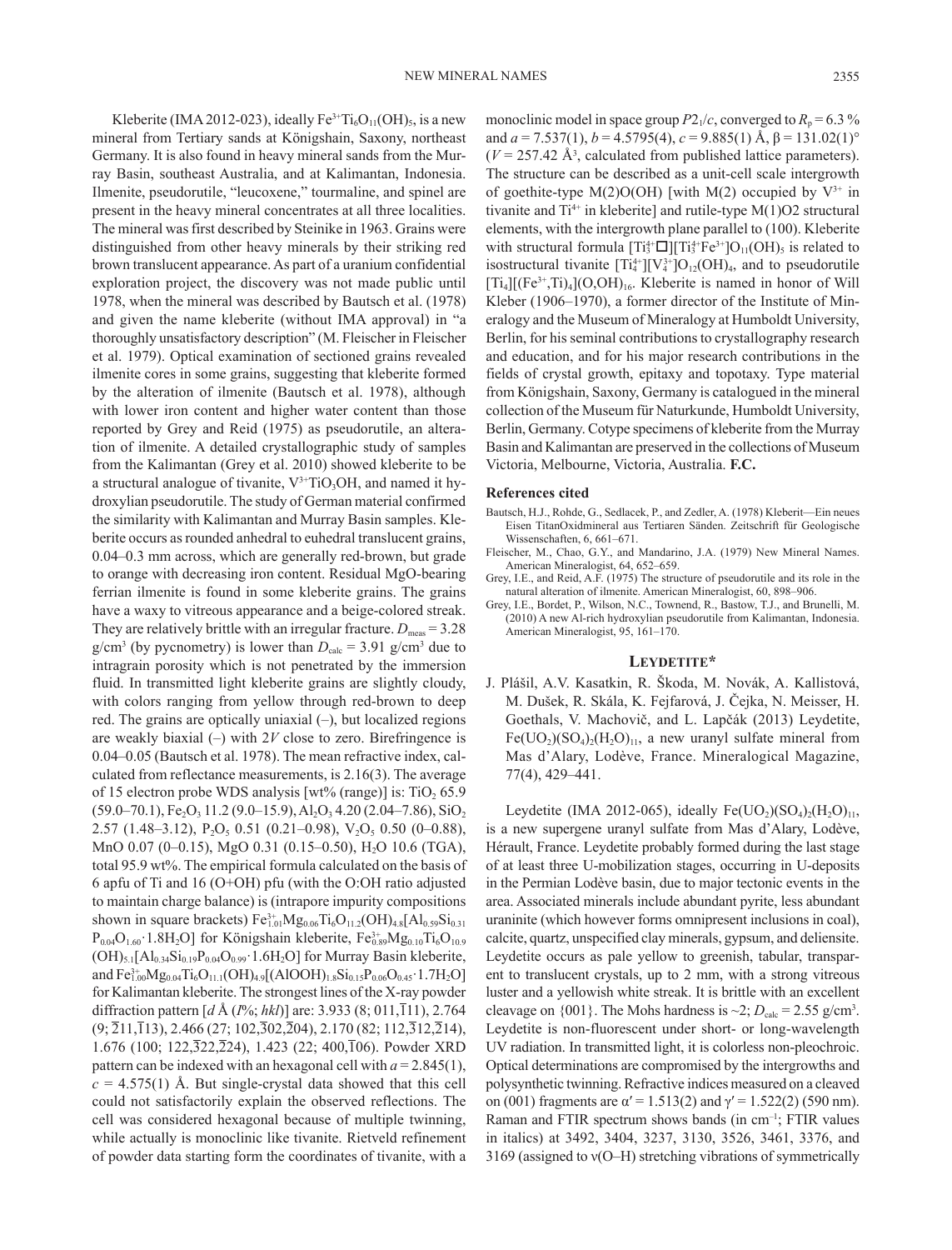Kleberite (IMA 2012-023), ideally $Fe^{3+}Ti_6O_{11}(OH)_5$, is a new mineral from Tertiary sands at Königshain, Saxony, northeast Germany. It is also found in heavy mineral sands from the Murray Basin, southeast Australia, and at Kalimantan, Indonesia. Ilmenite, pseudorutile, "leucoxene," tourmaline, and spinel are present in the heavy mineral concentrates at all three localities. The mineral was first described by Steinike in 1963. Grains were distinguished from other heavy minerals by their striking red brown translucent appearance. As part of a uranium confidential exploration project, the discovery was not made public until 1978, when the mineral was described by Bautsch et al. (1978) and given the name kleberite (without IMA approval) in "a thoroughly unsatisfactory description" (M. Fleischer in Fleischer et al. 1979). Optical examination of sectioned grains revealed ilmenite cores in some grains, suggesting that kleberite formed by the alteration of ilmenite (Bautsch et al. 1978), although with lower iron content and higher water content than those reported by Grey and Reid (1975) as pseudorutile, an alteration of ilmenite. A detailed crystallographic study of samples from the Kalimantan (Grey et al. 2010) showed kleberite to be a structural analogue of tivanite, $V^{3+}TiO_3OH$, and named it hydroxylian pseudorutile. The study of German material confirmed the similarity with Kalimantan and Murray Basin samples. Kleberite occurs as rounded anhedral to euhedral translucent grains, 0.04–0.3 mm across, which are generally red-brown, but grade to orange with decreasing iron content. Residual MgO-bearing ferrian ilmenite is found in some kleberite grains. The grains have a waxy to vitreous appearance and a beige-colored streak. They are relatively brittle with an irregular fracture. $D_{meas}$ = 3.28 g/cm$^3$ (by pycnometry) is lower than $D_{calc}$ = 3.91 g/cm$^3$ due to intragrain porosity which is not penetrated by the immersion fluid. In transmitted light kleberite grains are slightly cloudy, with colors ranging from yellow through red-brown to deep red. The grains are optically uniaxial (–), but localized regions are weakly biaxial (–) with 2*V* close to zero. Birefringence is 0.04–0.05 (Bautsch et al. 1978). The mean refractive index, calculated from reflectance measurements, is 2.16(3). The average of 15 electron probe WDS analysis [wt% (range)] is: $TiO_2$ 65.9 (59.0–70.1), $Fe_2O_3$ 11.2 (9.0–15.9), $Al_2O_3$ 4.20 (2.04–7.86), $SiO_2$ 2.57 (1.48–3.12), $P_2O_5$ 0.51 (0.21–0.98), $V_2O_5$ 0.50 (0–0.88), MnO 0.07 (0–0.15), MgO 0.31 (0.15–0.50), $H_2O$ 10.6 (TGA), total 95.9 wt%. The empirical formula calculated on the basis of 6 apfu of Ti and 16 (O+OH) pfu (with the O:OH ratio adjusted to maintain charge balance) is (intrapore impurity compositions shown in square brackets) $Fe^{3+}_{1.01}Mg_{0.06}Ti_6O_{11.2}(OH)_{4.8}[Al_{0.59}Si_{0.31}P_{0.04}O_{1.60}\cdot1.8H_2O]$ for Königshain kleberite, $Fe^{3+}_{0.89}Mg_{0.10}Ti_6O_{10.9}(OH)_{5.1}[Al_{0.34}Si_{0.19}P_{0.04}O_{0.99}\cdot1.6H_2O]$ for Murray Basin kleberite, and $Fe^{3+}_{1.00}Mg_{0.04}Ti_6O_{11.1}(OH)_{4.9}[(AlOOH)_{1.8}Si_{0.15}P_{0.06}O_{0.45}\cdot1.7H_2O]$ for Kalimantan kleberite. The strongest lines of the X-ray powder diffraction pattern [*d* Å (*I*%; *hkl*)] are: 3.933 (8; 011,$\bar{1}$11), 2.764 (9; $\bar{2}$11,$\bar{1}$13), 2.466 (27; 102,$\bar{3}$02,$\bar{2}$04), 2.170 (82; 112,$\bar{3}$12,$\bar{2}$14), 1.676 (100; 122,$\bar{3}$22,$\bar{2}$24), 1.423 (22; 400,$\bar{1}$06). Powder XRD pattern can be indexed with an hexagonal cell with *a* = 2.845(1), *c* = 4.575(1) Å. But single-crystal data showed that this cell could not satisfactorily explain the observed reflections. The cell was considered hexagonal because of multiple twinning, while actually is monoclinic like tivanite. Rietveld refinement of powder data starting form the coordinates of tivanite, with a monoclinic model in space group $P2_1/c$, converged to $R_p$ = 6.3 % and *a* = 7.537(1), *b* = 4.5795(4), *c* = 9.885(1) Å, β = 131.02(1)° (*V* = 257.42 Å$^3$, calculated from published lattice parameters). The structure can be described as a unit-cell scale intergrowth of goethite-type M(2)O(OH) [with M(2) occupied by $V^{3+}$ in tivanite and $Ti^{4+}$ in kleberite] and rutile-type M(1)O2 structural elements, with the intergrowth plane parallel to (100). Kleberite with structural formula $[Ti^{4+}_3\square][Ti^{4+}_3Fe^{3+}]O_{11}(OH)_5$ is related to isostructural tivanite $[Ti^{4+}_4][V^{3+}_4]O_{12}(OH)_4$, and to pseudorutile $[Ti_4][(Fe^{3+},Ti)_4](O,OH)_{16}$. Kleberite is named in honor of Will Kleber (1906–1970), a former director of the Institute of Mineralogy and the Museum of Mineralogy at Humboldt University, Berlin, for his seminal contributions to crystallography research and education, and for his major research contributions in the fields of crystal growth, epitaxy and topotaxy. Type material from Königshain, Saxony, Germany is catalogued in the mineral collection of the Museum für Naturkunde, Humboldt University, Berlin, Germany. Cotype specimens of kleberite from the Murray Basin and Kalimantan are preserved in the collections of Museum Victoria, Melbourne, Victoria, Australia. **F.C.**

### References cited

Bautsch, H.J., Rohde, G., Sedlacek, P., and Zedler, A. (1978) Kleberit—Ein neues Eisen TitanOxidmineral aus Tertiaren Sänden. Zeitschrift für Geologische Wissenschaften, 6, 661–671.

Fleischer, M., Chao, G.Y., and Mandarino, J.A. (1979) New Mineral Names. American Mineralogist, 64, 652–659.

Grey, I.E., and Reid, A.F. (1975) The structure of pseudorutile and its role in the natural alteration of ilmenite. American Mineralogist, 60, 898–906.

Grey, I.E., Bordet, P., Wilson, N.C., Townend, R., Bastow, T.J., and Brunelli, M. (2010) A new Al-rich hydroxylian pseudorutile from Kalimantan, Indonesia. American Mineralogist, 95, 161–170.

## Leydetite*

J. Plášil, A.V. Kasatkin, R. Škoda, M. Novák, A. Kallistová, M. Dušek, R. Skála, K. Fejfarová, J. Čejka, N. Meisser, H. Goethals, V. Machovič, and L. Lapčák (2013) Leydetite, $Fe(UO_2)(SO_4)_2(H_2O)_{11}$, a new uranyl sulfate mineral from Mas d'Alary, Lodève, France. Mineralogical Magazine, 77(4), 429–441.

Leydetite (IMA 2012-065), ideally $Fe(UO_2)(SO_4)_2(H_2O)_{11}$, is a new supergene uranyl sulfate from Mas d'Alary, Lodève, Hérault, France. Leydetite probably formed during the last stage of at least three U-mobilization stages, occurring in U-deposits in the Permian Lodève basin, due to major tectonic events in the area. Associated minerals include abundant pyrite, less abundant uraninite (which however forms omnipresent inclusions in coal), calcite, quartz, unspecified clay minerals, gypsum, and deliensite. Leydetite occurs as pale yellow to greenish, tabular, transparent to translucent crystals, up to 2 mm, with a strong vitreous luster and a yellowish white streak. It is brittle with an excellent cleavage on {001}. The Mohs hardness is ~2; $D_{calc}$ = 2.55 g/cm$^3$. Leydetite is non-fluorescent under short- or long-wavelength UV radiation. In transmitted light, it is colorless non-pleochroic. Optical determinations are compromised by the intergrowths and polysynthetic twinning. Refractive indices measured on a cleaved on (001) fragments are α′ = 1.513(2) and γ′ = 1.522(2) (590 nm). Raman and FTIR spectrum shows bands (in cm$^{-1}$; FTIR values in italics) at 3492, 3404, 3237, 3130, *3526, 3461, 3376,* and *3169* (assigned to ν(O–H) stretching vibrations of symmetrically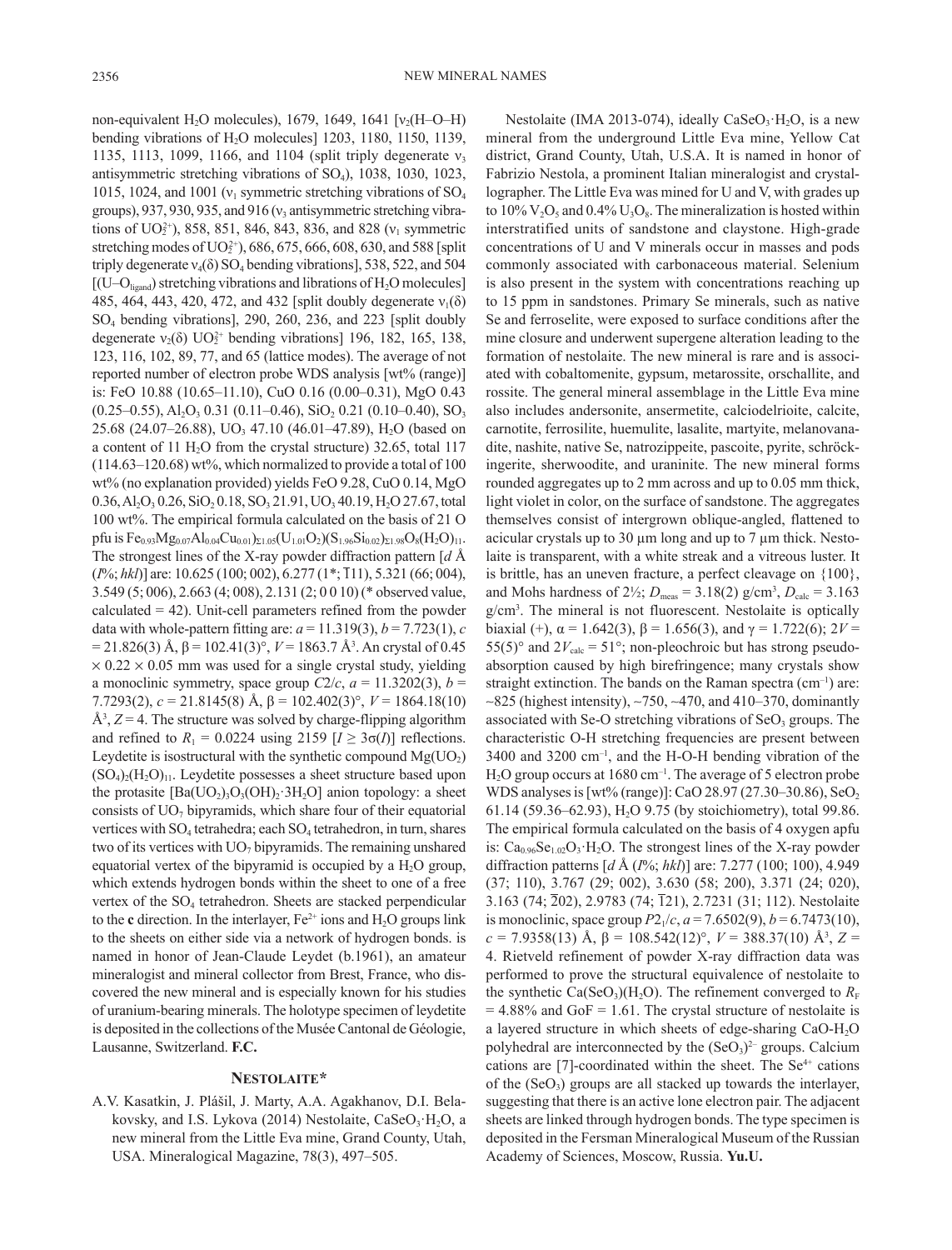non-equivalent $H_2O$ molecules), 1679, 1649, 1641 [$\nu_2$(H–O–H) bending vibrations of $H_2O$ molecules] 1203, 1180, 1150, 1139, 1135, 1113, 1099, 1166, and 1104 (split triply degenerate $\nu_3$ antisymmetric stretching vibrations of $SO_4$), 1038, 1030, 1023, 1015, 1024, and 1001 ($\nu_1$ symmetric stretching vibrations of $SO_4$ groups), 937, 930, 935, and 916 ($\nu_3$ antisymmetric stretching vibrations of $UO_2^{2+}$), 858, 851, 846, 843, 836, and 828 ($\nu_1$ symmetric stretching modes of $UO_2^{2+}$), 686, 675, 666, 608, 630, and 588 [split triply degenerate $\nu_4(\delta)$ $SO_4$ bending vibrations], 538, 522, and 504 [(U–$O_{ligand}$) stretching vibrations and librations of $H_2O$ molecules] 485, 464, 443, 420, 472, and 432 [split doubly degenerate $\nu_1(\delta)$ $SO_4$ bending vibrations], 290, 260, 236, and 223 [split doubly degenerate $\nu_2(\delta)$ $UO_2^{2+}$ bending vibrations] 196, 182, 165, 138, 123, 116, 102, 89, 77, and 65 (lattice modes). The average of not reported number of electron probe WDS analysis [wt% (range)] is: FeO 10.88 (10.65–11.10), CuO 0.16 (0.00–0.31), MgO 0.43 (0.25–0.55), $Al_2O_3$ 0.31 (0.11–0.46), $SiO_2$ 0.21 (0.10–0.40), $SO_3$ 25.68 (24.07–26.88), $UO_3$ 47.10 (46.01–47.89), $H_2O$ (based on a content of 11 $H_2O$ from the crystal structure) 32.65, total 117 (114.63–120.68) wt%, which normalized to provide a total of 100 wt% (no explanation provided) yields FeO 9.28, CuO 0.14, MgO 0.36, $Al_2O_3$ 0.26, $SiO_2$ 0.18, $SO_3$ 21.91, $UO_3$ 40.19, $H_2O$ 27.67, total 100 wt%. The empirical formula calculated on the basis of 21 O pfu is $Fe_{0.93}Mg_{0.07}Al_{0.04}Cu_{0.01})_{\Sigma1.05}(U_{1.01}O_2)(S_{1.96}Si_{0.02})_{\Sigma1.98}O_8(H_2O)_{11}$. The strongest lines of the X-ray powder diffraction pattern [*d* Å (*I*%; *hkl*)] are: 10.625 (100; 002), 6.277 (1*; $\bar{1}$11), 5.321 (66; 004), 3.549 (5; 006), 2.663 (4; 008), 2.131 (2; 0 0 10) (* observed value, calculated = 42). Unit-cell parameters refined from the powder data with whole-pattern fitting are: *a* = 11.319(3), *b* = 7.723(1), *c* = 21.826(3) Å, β = 102.41(3)°, *V* = 1863.7 Å$^3$. An crystal of 0.45 × 0.22 × 0.05 mm was used for a single crystal study, yielding a monoclinic symmetry, space group *C*2/*c*, *a* = 11.3202(3), *b* = 7.7293(2), *c* = 21.8145(8) Å, β = 102.402(3)°, *V* = 1864.18(10) Å$^3$, *Z* = 4. The structure was solved by charge-flipping algorithm and refined to $R_1$ = 0.0224 using 2159 [$I \geq 3\sigma(I)$] reflections. Leydetite is isostructural with the synthetic compound $Mg(UO_2)(SO_4)_2(H_2O)_{11}$. Leydetite possesses a sheet structure based upon the protasite $[Ba(UO_2)_3O_3(OH)_2·3H_2O]$ anion topology: a sheet consists of $UO_7$ bipyramids, which share four of their equatorial vertices with $SO_4$ tetrahedra; each $SO_4$ tetrahedron, in turn, shares two of its vertices with $UO_7$ bipyramids. The remaining unshared equatorial vertex of the bipyramid is occupied by a $H_2O$ group, which extends hydrogen bonds within the sheet to one of a free vertex of the $SO_4$ tetrahedron. Sheets are stacked perpendicular to the **c** direction. In the interlayer, $Fe^{2+}$ ions and $H_2O$ groups link to the sheets on either side via a network of hydrogen bonds. is named in honor of Jean-Claude Leydet (b.1961), an amateur mineralogist and mineral collector from Brest, France, who discovered the new mineral and is especially known for his studies of uranium-bearing minerals. The holotype specimen of leydetite is deposited in the collections of the Musée Cantonal de Géologie, Lausanne, Switzerland. **F.C.**

## Nestolaite*

A.V. Kasatkin, J. Plášil, J. Marty, A.A. Agakhanov, D.I. Belakovsky, and I.S. Lykova (2014) Nestolaite, $CaSeO_3·H_2O$, a new mineral from the Little Eva mine, Grand County, Utah, USA. Mineralogical Magazine, 78(3), 497–505.

Nestolaite (IMA 2013-074), ideally $CaSeO_3·H_2O$, is a new mineral from the underground Little Eva mine, Yellow Cat district, Grand County, Utah, U.S.A. It is named in honor of Fabrizio Nestola, a prominent Italian mineralogist and crystallographer. The Little Eva was mined for U and V, with grades up to 10% $V_2O_5$ and 0.4% $U_3O_8$. The mineralization is hosted within interstratified units of sandstone and claystone. High-grade concentrations of U and V minerals occur in masses and pods commonly associated with carbonaceous material. Selenium is also present in the system with concentrations reaching up to 15 ppm in sandstones. Primary Se minerals, such as native Se and ferroselite, were exposed to surface conditions after the mine closure and underwent supergene alteration leading to the formation of nestolaite. The new mineral is rare and is associated with cobaltomenite, gypsum, metarossite, orschallite, and rossite. The general mineral assemblage in the Little Eva mine also includes andersonite, ansermetite, calciodelrioite, calcite, carnotite, ferrosilite, huemulite, lasalite, martyite, melanovanadite, nashite, native Se, natrozippeite, pascoite, pyrite, schröckingerite, sherwoodite, and uraninite. The new mineral forms rounded aggregates up to 2 mm across and up to 0.05 mm thick, light violet in color, on the surface of sandstone. The aggregates themselves consist of intergrown oblique-angled, flattened to acicular crystals up to 30 μm long and up to 7 μm thick. Nestolaite is transparent, with a white streak and a vitreous luster. It is brittle, has an uneven fracture, a perfect cleavage on {100}, and Mohs hardness of 2½; $D_{meas}$ = 3.18(2) g/cm$^3$, $D_{calc}$ = 3.163 g/cm$^3$. The mineral is not fluorescent. Nestolaite is optically biaxial (+), α = 1.642(3), β = 1.656(3), and γ = 1.722(6); 2*V* = 55(5)° and $2V_{calc}$ = 51°; non-pleochroic but has strong pseudo-absorption caused by high birefringence; many crystals show straight extinction. The bands on the Raman spectra (cm$^{-1}$) are: ~825 (highest intensity), ~750, ~470, and 410–370, dominantly associated with Se-O stretching vibrations of $SeO_3$ groups. The characteristic O-H stretching frequencies are present between 3400 and 3200 cm$^{-1}$, and the H-O-H bending vibration of the $H_2O$ group occurs at 1680 cm$^{-1}$. The average of 5 electron probe WDS analyses is [wt% (range)]: CaO 28.97 (27.30–30.86), $SeO_2$ 61.14 (59.36–62.93), $H_2O$ 9.75 (by stoichiometry), total 99.86. The empirical formula calculated on the basis of 4 oxygen apfu is: $Ca_{0.96}Se_{1.02}O_3·H_2O$. The strongest lines of the X-ray powder diffraction patterns [*d* Å (*I*%; *hkl*)] are: 7.277 (100; 100), 4.949 (37; 110), 3.767 (29; 002), 3.630 (58; 200), 3.371 (24; 020), 3.163 (74; $\bar{2}$02), 2.9783 (74; $\bar{1}$21), 2.7231 (31; 112). Nestolaite is monoclinic, space group $P2_1/c$, *a* = 7.6502(9), *b* = 6.7473(10), *c* = 7.9358(13) Å, β = 108.542(12)°, *V* = 388.37(10) Å$^3$, *Z* = 4. Rietveld refinement of powder X-ray diffraction data was performed to prove the structural equivalence of nestolaite to the synthetic $Ca(SeO_3)(H_2O)$. The refinement converged to $R_F$ = 4.88% and GoF = 1.61. The crystal structure of nestolaite is a layered structure in which sheets of edge-sharing CaO-$H_2O$ polyhedral are interconnected by the $(SeO_3)^{2-}$ groups. Calcium cations are [7]-coordinated within the sheet. The $Se^{4+}$ cations of the $(SeO_3)$ groups are all stacked up towards the interlayer, suggesting that there is an active lone electron pair. The adjacent sheets are linked through hydrogen bonds. The type specimen is deposited in the Fersman Mineralogical Museum of the Russian Academy of Sciences, Moscow, Russia. **Yu.U.**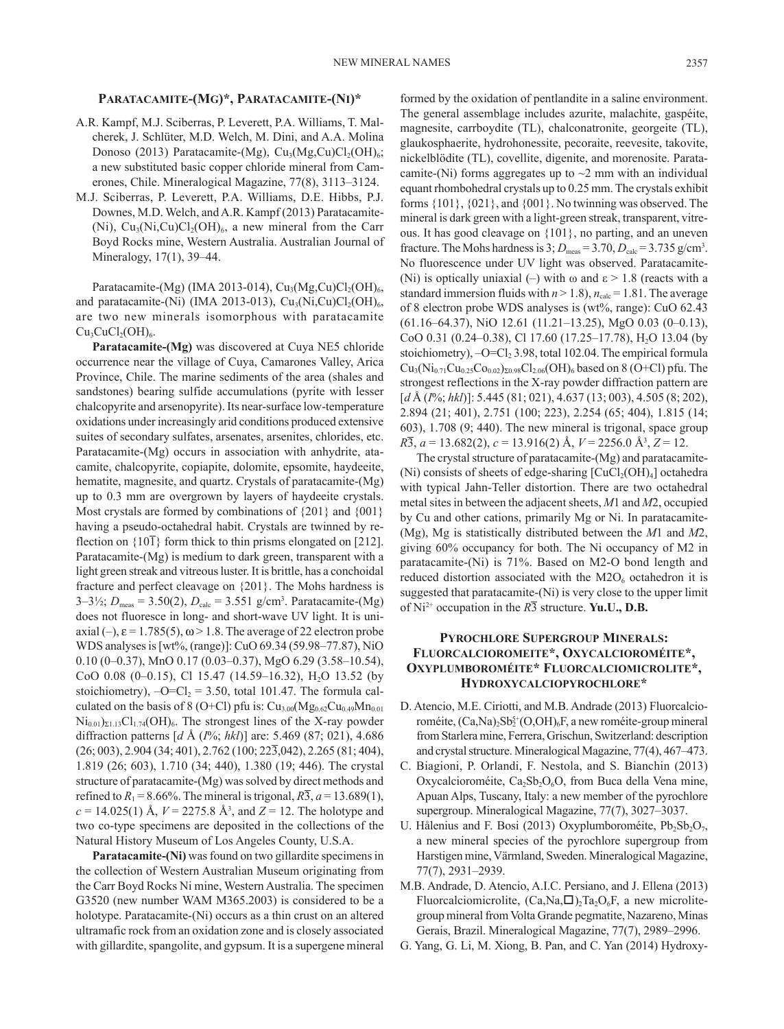## Paratacamite-(Mg)*, Paratacamite-(Ni)*

A.R. Kampf, M.J. Sciberras, P. Leverett, P.A. Williams, T. Malcherek, J. Schlüter, M.D. Welch, M. Dini, and A.A. Molina Donoso (2013) Paratacamite-(Mg), $Cu_3(Mg,Cu)Cl_2(OH)_6$; a new substituted basic copper chloride mineral from Camerones, Chile. Mineralogical Magazine, 77(8), 3113–3124.

M.J. Sciberras, P. Leverett, P.A. Williams, D.E. Hibbs, P.J. Downes, M.D. Welch, and A.R. Kampf (2013) Paratacamite-(Ni), $Cu_3(Ni,Cu)Cl_2(OH)_6$, a new mineral from the Carr Boyd Rocks mine, Western Australia. Australian Journal of Mineralogy, 17(1), 39–44.

Paratacamite-(Mg) (IMA 2013-014), $Cu_3(Mg,Cu)Cl_2(OH)_6$, and paratacamite-(Ni) (IMA 2013-013), $Cu_3(Ni,Cu)Cl_2(OH)_6$, are two new minerals isomorphous with paratacamite $Cu_3CuCl_2(OH)_6$.

**Paratacamite-(Mg)** was discovered at Cuya NE5 chloride occurrence near the village of Cuya, Camarones Valley, Arica Province, Chile. The marine sediments of the area (shales and sandstones) bearing sulfide accumulations (pyrite with lesser chalcopyrite and arsenopyrite). Its near-surface low-temperature oxidations under increasingly arid conditions produced extensive suites of secondary sulfates, arsenates, arsenites, chlorides, etc. Paratacamite-(Mg) occurs in association with anhydrite, atacamite, chalcopyrite, copiapite, dolomite, epsomite, haydeeite, hematite, magnesite, and quartz. Crystals of paratacamite-(Mg) up to 0.3 mm are overgrown by layers of haydeeite crystals. Most crystals are formed by combinations of {201} and {001} having a pseudo-octahedral habit. Crystals are twinned by reflection on {$10\overline{1}$} form thick to thin prisms elongated on [212]. Paratacamite-(Mg) is medium to dark green, transparent with a light green streak and vitreous luster. It is brittle, has a conchoidal fracture and perfect cleavage on {201}. The Mohs hardness is 3–3½; $D_{meas}$ = 3.50(2), $D_{calc}$ = 3.551 g/cm³. Paratacamite-(Mg) does not fluoresce in long- and short-wave UV light. It is uniaxial (–), ε = 1.785(5), ω > 1.8. The average of 22 electron probe WDS analyses is [wt%, (range)]: CuO 69.34 (59.98–77.87), NiO 0.10 (0–0.37), MnO 0.17 (0.03–0.37), MgO 6.29 (3.58–10.54), CoO 0.08 (0–0.15), Cl 15.47 (14.59–16.32), $H_2O$ 13.52 (by stoichiometry), $-O=Cl_2$ = 3.50, total 101.47. The formula calculated on the basis of 8 (O+Cl) pfu is: $Cu_{3.00}(Mg_{0.62}Cu_{0.49}Mn_{0.01}Ni_{0.01})_{\Sigma 1.13}Cl_{1.74}(OH)_6$. The strongest lines of the X-ray powder diffraction patterns [*d* Å (*I*%; *hkl*)] are: 5.469 (87; 021), 4.686 (26; 003), 2.904 (34; 401), 2.762 (100; $22\overline{3}$,042), 2.265 (81; 404), 1.819 (26; 603), 1.710 (34; 440), 1.380 (19; 446). The crystal structure of paratacamite-(Mg) was solved by direct methods and refined to $R_1$ = 8.66%. The mineral is trigonal, $R\overline{3}$, *a* = 13.689(1), *c* = 14.025(1) Å, *V* = 2275.8 Å³, and *Z* = 12. The holotype and two co-type specimens are deposited in the collections of the Natural History Museum of Los Angeles County, U.S.A.

**Paratacamite-(Ni)** was found on two gillardite specimens in the collection of Western Australian Museum originating from the Carr Boyd Rocks Ni mine, Western Australia. The specimen G3520 (new number WAM M365.2003) is considered to be a holotype. Paratacamite-(Ni) occurs as a thin crust on an altered ultramafic rock from an oxidation zone and is closely associated with gillardite, spangolite, and gypsum. It is a supergene mineral formed by the oxidation of pentlandite in a saline environment. The general assemblage includes azurite, malachite, gaspéite, magnesite, carrboydite (TL), chalconatronite, georgeite (TL), glaukosphaerite, hydrohonessite, pecoraite, reevesite, takovite, nickelblödite (TL), covellite, digenite, and morenosite. Paratacamite-(Ni) forms aggregates up to ~2 mm with an individual equant rhombohedral crystals up to 0.25 mm. The crystals exhibit forms {101}, {021}, and {001}. No twinning was observed. The mineral is dark green with a light-green streak, transparent, vitreous. It has good cleavage on {101}, no parting, and an uneven fracture. The Mohs hardness is 3; $D_{meas}$ = 3.70, $D_{calc}$ = 3.735 g/cm³. No fluorescence under UV light was observed. Paratacamite-(Ni) is optically uniaxial (–) with ω and ε > 1.8 (reacts with a standard immersion fluids with *n* > 1.8), $n_{calc}$ = 1.81. The average of 8 electron probe WDS analyses is (wt%, range): CuO 62.43 (61.16–64.37), NiO 12.61 (11.21–13.25), MgO 0.03 (0–0.13), CoO 0.31 (0.24–0.38), Cl 17.60 (17.25–17.78), $H_2O$ 13.04 (by stoichiometry), $-O=Cl_2$ 3.98, total 102.04. The empirical formula $Cu_3(Ni_{0.71}Cu_{0.25}Co_{0.02})_{\Sigma 0.98}Cl_{2.06}(OH)_6$ based on 8 (O+Cl) pfu. The strongest reflections in the X-ray powder diffraction pattern are [*d* Å (*I*%; *hkl*)]: 5.445 (81; 021), 4.637 (13; 003), 4.505 (8; 202), 2.894 (21; 401), 2.751 (100; 223), 2.254 (65; 404), 1.815 (14; 603), 1.708 (9; 440). The new mineral is trigonal, space group $R\overline{3}$, *a* = 13.682(2), *c* = 13.916(2) Å, *V* = 2256.0 Å³, *Z* = 12.

The crystal structure of paratacamite-(Mg) and paratacamite-(Ni) consists of sheets of edge-sharing $[CuCl_2(OH)_4]$ octahedra with typical Jahn-Teller distortion. There are two octahedral metal sites in between the adjacent sheets, *M*1 and *M*2, occupied by Cu and other cations, primarily Mg or Ni. In paratacamite-(Mg), Mg is statistically distributed between the *M*1 and *M*2, giving 60% occupancy for both. The Ni occupancy of M2 in paratacamite-(Ni) is 71%. Based on M2-O bond length and reduced distortion associated with the $M2O_6$ octahedron it is suggested that paratacamite-(Ni) is very close to the upper limit of $Ni^{2+}$ occupation in the $R\overline{3}$ structure. **Yu.U., D.B.**

## Pyrochlore Supergroup Minerals: Fluorcalcioromeite*, Oxycalcioroméite*, Oxyplumboroméite* Fluorcalciomicrolite*, Hydroxycalciopyrochlore*

D. Atencio, M.E. Ciriotti, and M.B. Andrade (2013) Fluorcalcioroméite, $(Ca,Na)_2Sb_2^{5+}(O,OH)_6F$, a new roméite-group mineral from Starlera mine, Ferrera, Grischun, Switzerland: description and crystal structure. Mineralogical Magazine, 77(4), 467–473.

C. Biagioni, P. Orlandi, F. Nestola, and S. Bianchin (2013) Oxycalcioroméite, $Ca_2Sb_2O_6O$, from Buca della Vena mine, Apuan Alps, Tuscany, Italy: a new member of the pyrochlore supergroup. Mineralogical Magazine, 77(7), 3027–3037.

U. Hålenius and F. Bosi (2013) Oxyplumboroméite, $Pb_2Sb_2O_7$, a new mineral species of the pyrochlore supergroup from Harstigen mine, Värmland, Sweden. Mineralogical Magazine, 77(7), 2931–2939.

M.B. Andrade, D. Atencio, A.I.C. Persiano, and J. Ellena (2013) Fluorcalciomicrolite, $(Ca,Na,\square)_2Ta_2O_6F$, a new microlite-group mineral from Volta Grande pegmatite, Nazareno, Minas Gerais, Brazil. Mineralogical Magazine, 77(7), 2989–2996.

G. Yang, G. Li, M. Xiong, B. Pan, and C. Yan (2014) Hydroxy-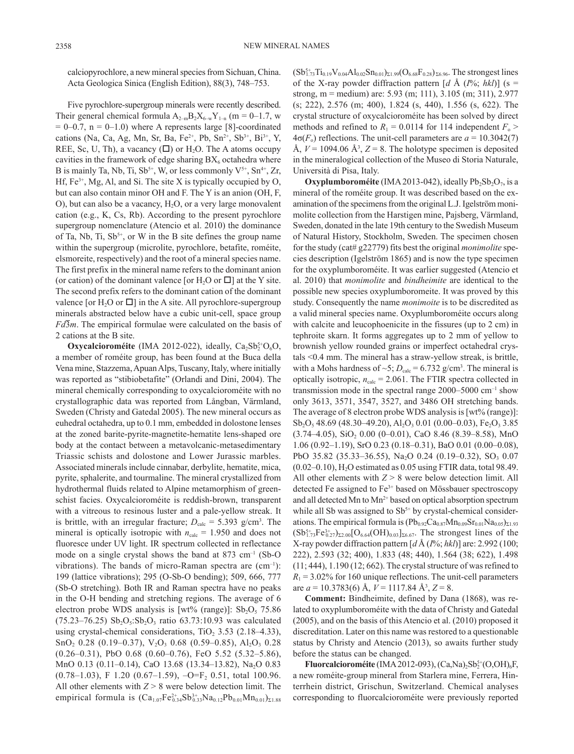calciopyrochlore, a new mineral species from Sichuan, China. Acta Geologica Sinica (English Edition), 88(3), 748–753.

Five pyrochlore-supergroup minerals were recently described. Their general chemical formula $A_{2-m}B_2X_{6-w}Y_{1-n}$ (m = 0–1.7, w = 0–0.7, n = 0–1.0) where A represents large [8]-coordinated cations (Na, Ca, Ag, Mn, Sr, Ba, $Fe^{2+}$, Pb, $Sn^{2+}$, $Sb^{3+}$, $Bi^{3+}$, Y, REE, Sc, U, Th), a vacancy (□) or $H_2O$. The A atoms occupy cavities in the framework of edge sharing $BX_6$ octahedra where B is mainly Ta, Nb, Ti, $Sb^{5+}$, W, or less commonly $V^{5+}$, $Sn^{4+}$, Zr, Hf, $Fe^{3+}$, Mg, Al, and Si. The site X is typically occupied by O, but can also contain minor OH and F. The Y is an anion (OH, F, O), but can also be a vacancy, $H_2O$, or a very large monovalent cation (e.g., K, Cs, Rb). According to the present pyrochlore supergroup nomenclature (Atencio et al. 2010) the dominance of Ta, Nb, Ti, $Sb^{5+}$, or W in the B site defines the group name within the supergroup (microlite, pyrochlore, betafite, roméite, elsmoreite, respectively) and the root of a mineral species name. The first prefix in the mineral name refers to the dominant anion (or cation) of the dominant valence [or $H_2O$ or □] at the Y site. The second prefix refers to the dominant cation of the dominant valence [or $H_2O$ or □] in the A site. All pyrochlore-supergroup minerals abstracted below have a cubic unit-cell, space group $Fd\bar{3}m$. The empirical formulae were calculated on the basis of 2 cations at the B site.

**Oxycalcioroméite** (IMA 2012-022), ideally, $Ca_2Sb^{5+}_2O_6O$, a member of roméite group, has been found at the Buca della Vena mine, Stazzema, Apuan Alps, Tuscany, Italy, where initially was reported as "stibiobetafite" (Orlandi and Dini, 2004). The mineral chemically corresponding to oxycalcioroméite with no crystallographic data was reported from Långban, Värmland, Sweden (Christy and Gatedal 2005). The new mineral occurs as euhedral octahedra, up to 0.1 mm, embedded in dolostone lenses at the zoned barite-pyrite-magnetite-hematite lens-shaped ore body at the contact between a metavolcanic-metasedimentary Triassic schists and dolostone and Lower Jurassic marbles. Associated minerals include cinnabar, derbylite, hematite, mica, pyrite, sphalerite, and tourmaline. The mineral crystallized from hydrothermal fluids related to Alpine metamorphism of greenschist facies. Oxycalcioroméite is reddish-brown, transparent with a vitreous to resinous luster and a pale-yellow streak. It is brittle, with an irregular fracture; $D_{calc}$ = 5.393 g/cm³. The mineral is optically isotropic with $n_{calc}$ = 1.950 and does not fluoresce under UV light. IR spectrum collected in reflectance mode on a single crystal shows the band at 873 cm⁻¹ (Sb-O vibrations). The bands of micro-Raman spectra are (cm⁻¹): 199 (lattice vibrations); 295 (O-Sb-O bending); 509, 666, 777 (Sb-O stretching). Both IR and Raman spectra have no peaks in the O-H bending and stretching regions. The average of 6 electron probe WDS analysis is [wt% (range)]: $Sb_2O_5$ 75.86 (75.23–76.25) $Sb_2O_5$:$Sb_2O_3$ ratio 63.73:10.93 was calculated using crystal-chemical considerations, $TiO_2$ 3.53 (2.18–4.33), $SnO_2$ 0.28 (0.19–0.37), $V_2O_3$ 0.68 (0.59–0.85), $Al_2O_3$ 0.28 (0.26–0.31), PbO 0.68 (0.60–0.76), FeO 5.52 (5.32–5.86), MnO 0.13 (0.11–0.14), CaO 13.68 (13.34–13.82), $Na_2O$ 0.83 (0.78–1.03), F 1.20 (0.67–1.59), $-O{=}F_2$ 0.51, total 100.96. All other elements with $Z > 8$ were below detection limit. The empirical formula is $(Ca_{1.07}Fe^{2+}_{0.34}Sb^{3+}_{0.33}Na_{0.12}Pb_{0.01}Mn_{0.01})_{\Sigma 1.88}(Sb^{5+}_{1.73}Ti_{0.19}V_{0.04}Al_{0.02}Sn_{0.01})_{\Sigma 1.99}(O_{6.68}F_{0.28})_{\Sigma 6.96}$. The strongest lines of the X-ray powder diffraction pattern [$d$ Å ($I$%; $hkl$)] (s = strong, m = medium) are: 5.93 (m; 111), 3.105 (m; 311), 2.977 (s; 222), 2.576 (m; 400), 1.824 (s, 440), 1.556 (s, 622). The crystal structure of oxycalcioroméite has been solved by direct methods and refined to $R_1$ = 0.0114 for 114 independent $F_o > 4\sigma(F_o)$ reflections. The unit-cell parameters are $a$ = 10.3042(7) Å, $V$ = 1094.06 Å³, $Z$ = 8. The holotype specimen is deposited in the mineralogical collection of the Museo di Storia Naturale, Università di Pisa, Italy.

**Oxyplumboroméite** (IMA 2013-042), ideally $Pb_2Sb_2O_7$, is a mineral of the roméite group. It was described based on the examination of the specimens from the original L.J. Igelström monimolite collection from the Harstigen mine, Pajsberg, Värmland, Sweden, donated in the late 19th century to the Swedish Museum of Natural History, Stockholm, Sweden. The specimen chosen for the study (cat# g22779) fits best the original *monimolite* species description (Igelström 1865) and is now the type specimen for the oxyplumboroméite. It was earlier suggested (Atencio et al. 2010) that *monimolite* and *bindheimite* are identical to the possible new species oxyplumboromeite. It was proved by this study. Consequently the name *monimoite* is to be discredited as a valid mineral species name. Oxyplumboroméite occurs along with calcite and leucophoenicite in the fissures (up to 2 cm) in tephroite skarn. It forms aggregates up to 2 mm of yellow to brownish yellow rounded grains or imperfect octahedral crystals <0.4 mm. The mineral has a straw-yellow streak, is brittle, with a Mohs hardness of ~5; $D_{calc}$ = 6.732 g/cm³. The mineral is optically isotropic, $n_{calc}$ = 2.061. The FTIR spectra collected in transmission mode in the spectral range 2000–5000 cm⁻¹ show only 3613, 3571, 3547, 3527, and 3486 OH stretching bands. The average of 8 electron probe WDS analysis is [wt% (range)]: $Sb_2O_5$ 48.69 (48.30–49.20), $Al_2O_3$ 0.01 (0.00–0.03), $Fe_2O_3$ 3.85 (3.74–4.05), $SiO_2$ 0.00 (0–0.01), CaO 8.46 (8.39–8.58), MnO 1.06 (0.92–1.19), SrO 0.23 (0.18–0.31), BaO 0.01 (0.00–0.08), PbO 35.82 (35.33–36.55), $Na_2O$ 0.24 (0.19–0.32), $SO_3$ 0.07 (0.02–0.10), $H_2O$ estimated as 0.05 using FTIR data, total 98.49. All other elements with $Z > 8$ were below detection limit. All detected Fe assigned to $Fe^{3+}$ based on Mössbauer spectroscopy and all detected Mn to $Mn^{2+}$ based on optical absorption spectrum while all Sb was assigned to $Sb^{5+}$ by crystal-chemical considerations. The empirical formula is $(Pb_{0.92}Ca_{0.87}Mn_{0.09}Sr_{0.01}Na_{0.05})_{\Sigma 1.93}(Sb^{5+}_{1.73}Fe^{3+}_{0.27})_{\Sigma 2.00}[O_{6.64}(OH)_{0.03}]_{\Sigma 6.67}$. The strongest lines of the X-ray powder diffraction pattern [$d$ Å ($I$%; $hkl$)] are: 2.992 (100; 222), 2.593 (32; 400), 1.833 (48; 440), 1.564 (38; 622), 1.498 (11; 444), 1.190 (12; 662). The crystal structure of was refined to $R_1$ = 3.02% for 160 unique reflections. The unit-cell parameters are $a$ = 10.3783(6) Å, $V$ = 1117.84 Å³, $Z$ = 8.

**Comment:** Bindheimite, defined by Dana (1868), was related to oxyplumboroméite with the data of Christy and Gatedal (2005), and on the basis of this Atencio et al. (2010) proposed it discreditation. Later on this name was restored to a questionable status by Christy and Atencio (2013), so awaits further study before the status can be changed.

**Fluorcalcioroméite** (IMA 2012-093), $(Ca,Na)_2Sb^{5+}_2(O,OH)_6F$, a new roméite-group mineral from Starlera mine, Ferrera, Hinterrhein district, Grischun, Switzerland. Chemical analyses corresponding to fluorcalcioroméite were previously reported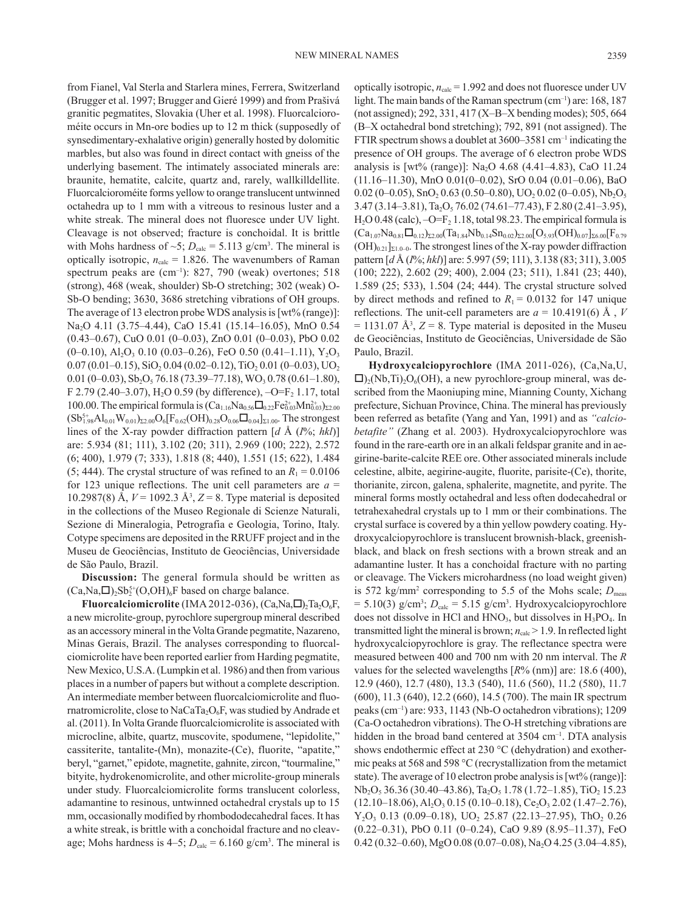from Fianel, Val Sterla and Starlera mines, Ferrera, Switzerland (Brugger et al. 1997; Brugger and Gieré 1999) and from Prašivá granitic pegmatites, Slovakia (Uher et al. 1998). Fluorcalcioroméite occurs in Mn-ore bodies up to 12 m thick (supposedly of synsedimentary-exhalative origin) generally hosted by dolomitic marbles, but also was found in direct contact with gneiss of the underlying basement. The intimately associated minerals are: braunite, hematite, calcite, quartz and, rarely, wallkilldellite. Fluorcalcioroméite forms yellow to orange translucent untwinned octahedra up to 1 mm with a vitreous to resinous luster and a white streak. The mineral does not fluoresce under UV light. Cleavage is not observed; fracture is conchoidal. It is brittle with Mohs hardness of ~5; $D_{calc}$ = 5.113 g/cm$^3$. The mineral is optically isotropic, $n_{calc}$ = 1.826. The wavenumbers of Raman spectrum peaks are (cm$^{-1}$): 827, 790 (weak) overtones; 518 (strong), 468 (weak, shoulder) Sb-O stretching; 302 (weak) O-Sb-O bending; 3630, 3686 stretching vibrations of OH groups. The average of 13 electron probe WDS analysis is [wt% (range)]: $Na_2O$ 4.11 (3.75–4.44), CaO 15.41 (15.14–16.05), MnO 0.54 (0.43–0.67), CuO 0.01 (0–0.03), ZnO 0.01 (0–0.03), PbO 0.02 (0–0.10), $Al_2O_3$ 0.10 (0.03–0.26), FeO 0.50 (0.41–1.11), $Y_2O_3$ 0.07 (0.01–0.15), $SiO_2$ 0.04 (0.02–0.12), $TiO_2$ 0.01 (0–0.03), $UO_2$ 0.01 (0–0.03), $Sb_2O_5$ 76.18 (73.39–77.18), $WO_3$ 0.78 (0.61–1.80), F 2.79 (2.40–3.07), $H_2O$ 0.59 (by difference), –O=$F_2$ 1.17, total 100.00. The empirical formula is $(Ca_{1.16}Na_{0.56}\square_{0.22}Fe^{2+}_{0.03}Mn^{2+}_{0.03})_{\Sigma 2.00}(Sb^{5+}_{1.98}Al_{0.01}W_{0.01})_{\Sigma 2.00}O_6[F_{0.62}(OH)_{0.28}O_{0.06}\square_{0.04}]_{\Sigma 1.00}$. The strongest lines of the X-ray powder diffraction pattern [$d$ Å ($I$%; $hkl$)] are: 5.934 (81; 111), 3.102 (20; 311), 2.969 (100; 222), 2.572 (6; 400), 1.979 (7; 333), 1.818 (8; 440), 1.551 (15; 622), 1.484 (5; 444). The crystal structure of was refined to an $R_1$ = 0.0106 for 123 unique reflections. The unit cell parameters are $a$ = 10.2987(8) Å, $V$ = 1092.3 Å$^3$, $Z$ = 8. Type material is deposited in the collections of the Museo Regionale di Scienze Naturali, Sezione di Mineralogia, Petrografia e Geologia, Torino, Italy. Cotype specimens are deposited in the RRUFF project and in the Museu de Geociências, Instituto de Geociências, Universidade de São Paulo, Brazil.

**Discussion:** The general formula should be written as $(Ca,Na,\square)_2Sb^{5+}_2(O,OH)_6F$ based on charge balance.

**Fluorcalciomicrolite** (IMA 2012-036), $(Ca,Na,\square)_2Ta_2O_6F$, a new microlite-group, pyrochlore supergroup mineral described as an accessory mineral in the Volta Grande pegmatite, Nazareno, Minas Gerais, Brazil. The analyses corresponding to fluorcalciomicrolite have been reported earlier from Harding pegmatite, New Mexico, U.S.A. (Lumpkin et al. 1986) and then from various places in a number of papers but without a complete description. An intermediate member between fluorcalciomicrolite and fluornatromicrolite, close to $NaCaTa_2O_6F$, was studied by Andrade et al. (2011). In Volta Grande fluorcalciomicrolite is associated with microcline, albite, quartz, muscovite, spodumene, "lepidolite," cassiterite, tantalite-(Mn), monazite-(Ce), fluorite, "apatite," beryl, "garnet," epidote, magnetite, gahnite, zircon, "tourmaline," bityite, hydrokenomicrolite, and other microlite-group minerals under study. Fluorcalciomicrolite forms translucent colorless, adamantine to resinous, untwinned octahedral crystals up to 15 mm, occasionally modified by rhombododecahedral faces. It has a white streak, is brittle with a conchoidal fracture and no cleavage; Mohs hardness is 4–5; $D_{calc}$ = 6.160 g/cm$^3$. The mineral is optically isotropic, $n_{calc}$ = 1.992 and does not fluoresce under UV light. The main bands of the Raman spectrum (cm$^{-1}$) are: 168, 187 (not assigned); 292, 331, 417 (X–B–X bending modes); 505, 664 (B–X octahedral bond stretching); 792, 891 (not assigned). The FTIR spectrum shows a doublet at 3600–3581 cm$^{-1}$ indicating the presence of OH groups. The average of 6 electron probe WDS analysis is [wt% (range)]: $Na_2O$ 4.68 (4.41–4.83), CaO 11.24 (11.16–11.30), MnO 0.01(0–0.02), SrO 0.04 (0.01–0.06), BaO 0.02 (0–0.05), $SnO_2$ 0.63 (0.50–0.80), $UO_2$ 0.02 (0–0.05), $Nb_2O_5$ 3.47 (3.14–3.81), $Ta_2O_5$ 76.02 (74.61–77.43), F 2.80 (2.41–3.95), $H_2O$ 0.48 (calc), –O=$F_2$ 1.18, total 98.23. The empirical formula is $(Ca_{1.07}Na_{0.81}\square_{0.12})_{\Sigma 2.00}(Ta_{1.84}Nb_{0.14}Sn_{0.02})_{\Sigma 2.00}[O_{5.93}(OH)_{0.07}]_{\Sigma 6.00}[F_{0.79}(OH)_{0.21}]_{\Sigma 1.0-0}$. The strongest lines of the X-ray powder diffraction pattern [$d$ Å ($I$%; $hkl$)] are: 5.997 (59; 111), 3.138 (83; 311), 3.005 (100; 222), 2.602 (29; 400), 2.004 (23; 511), 1.841 (23; 440), 1.589 (25; 533), 1.504 (24; 444). The crystal structure solved by direct methods and refined to $R_1$ = 0.0132 for 147 unique reflections. The unit-cell parameters are $a$ = 10.4191(6) Å , $V$ = 1131.07 Å$^3$, $Z$ = 8. Type material is deposited in the Museu de Geociências, Instituto de Geociências, Universidade de São Paulo, Brazil.

**Hydroxycalciopyrochlore** (IMA 2011-026), $(Ca,Na,U,\square)_2(Nb,Ti)_2O_6(OH)$, a new pyrochlore-group mineral, was described from the Maoniuping mine, Mianning County, Xichang prefecture, Sichuan Province, China. The mineral has previously been referred as betafite (Yang and Yan, 1991) and as *"calciobetafite"* (Zhang et al. 2003). Hydroxycalciopyrochlore was found in the rare-earth ore in an alkali feldspar granite and in aegirine-barite-calcite REE ore. Other associated minerals include celestine, albite, aegirine-augite, fluorite, parisite-(Ce), thorite, thorianite, zircon, galena, sphalerite, magnetite, and pyrite. The mineral forms mostly octahedral and less often dodecahedral or tetrahexahedral crystals up to 1 mm or their combinations. The crystal surface is covered by a thin yellow powdery coating. Hydroxycalciopyrochlore is translucent brownish-black, greenish-black, and black on fresh sections with a brown streak and an adamantine luster. It has a conchoidal fracture with no parting or cleavage. The Vickers microhardness (no load weight given) is 572 kg/mm$^2$ corresponding to 5.5 of the Mohs scale; $D_{meas}$ = 5.10(3) g/cm$^3$; $D_{calc}$ = 5.15 g/cm$^3$. Hydroxycalciopyrochlore does not dissolve in HCl and $HNO_3$, but dissolves in $H_3PO_4$. In transmitted light the mineral is brown; $n_{calc}$ > 1.9. In reflected light hydroxycalciopyrochlore is gray. The reflectance spectra were measured between 400 and 700 nm with 20 nm interval. The $R$ values for the selected wavelengths [$R$% (nm)] are: 18.6 (400), 12.9 (460), 12.7 (480), 13.3 (540), 11.6 (560), 11.2 (580), 11.7 (600), 11.3 (640), 12.2 (660), 14.5 (700). The main IR spectrum peaks (cm$^{-1}$) are: 933, 1143 (Nb-O octahedron vibrations); 1209 (Ca-O octahedron vibrations). The O-H stretching vibrations are hidden in the broad band centered at 3504 cm$^{-1}$. DTA analysis shows endothermic effect at 230 °C (dehydration) and exothermic peaks at 568 and 598 °C (recrystallization from the metamict state). The average of 10 electron probe analysis is [wt% (range)]: $Nb_2O_5$ 36.36 (30.40–43.86), $Ta_2O_5$ 1.78 (1.72–1.85), $TiO_2$ 15.23 (12.10–18.06), $Al_2O_3$ 0.15 (0.10–0.18), $Ce_2O_3$ 2.02 (1.47–2.76), $Y_2O_3$ 0.13 (0.09–0.18), $UO_2$ 25.87 (22.13–27.95), $ThO_2$ 0.26 (0.22–0.31), PbO 0.11 (0–0.24), CaO 9.89 (8.95–11.37), FeO 0.42 (0.32–0.60), MgO 0.08 (0.07–0.08), $Na_2O$ 4.25 (3.04–4.85),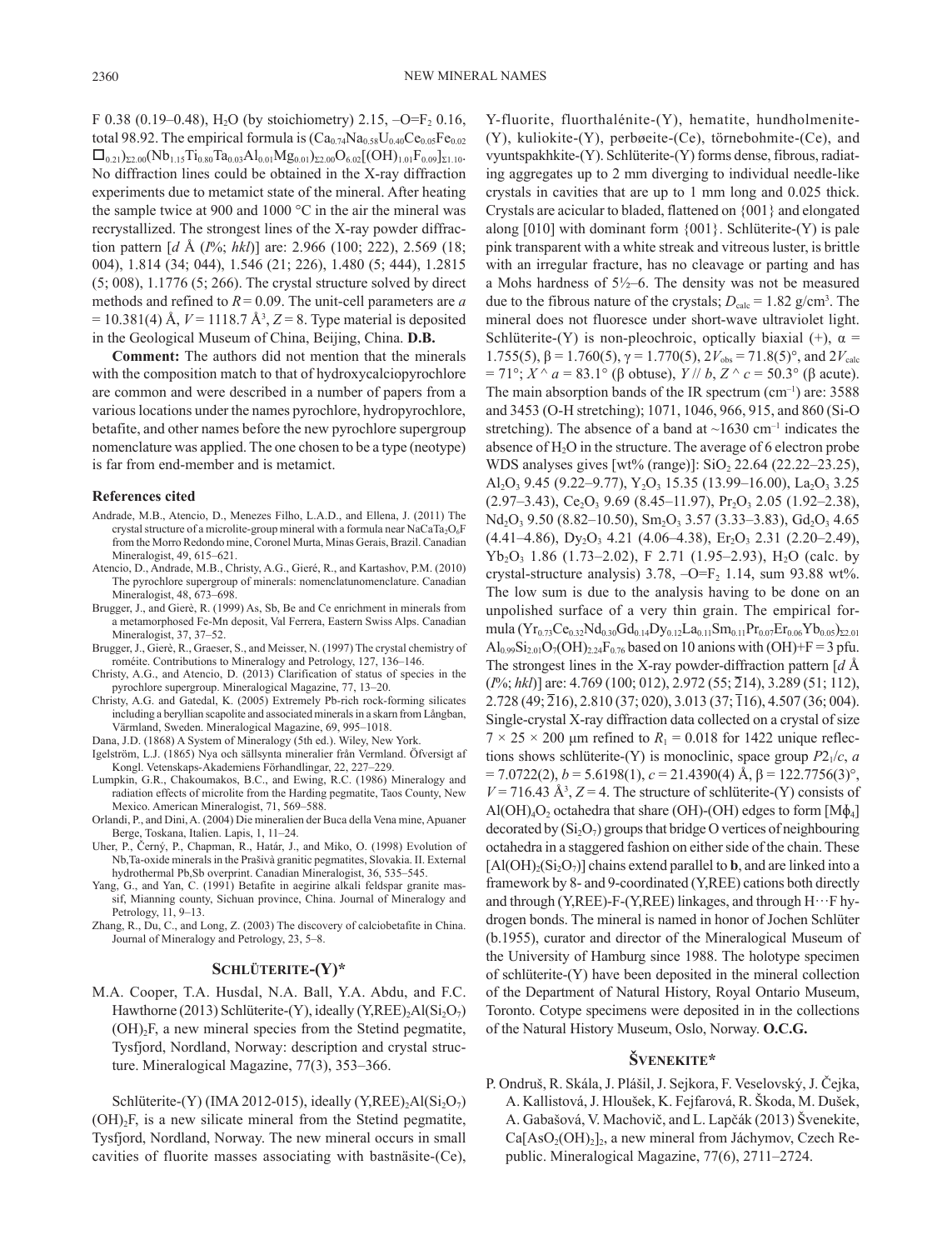F 0.38 (0.19–0.48), $H_2O$ (by stoichiometry) 2.15, $-O=F_2$ 0.16, total 98.92. The empirical formula is $(Ca_{0.74}Na_{0.58}U_{0.40}Ce_{0.05}Fe_{0.02}\square_{0.21})_{\Sigma 2.00}(Nb_{1.15}Ti_{0.80}Ta_{0.03}Al_{0.01}Mg_{0.01})_{\Sigma 2.00}O_{6.02}[(OH)_{1.01}F_{0.09}]_{\Sigma 1.10}$. No diffraction lines could be obtained in the X-ray diffraction experiments due to metamict state of the mineral. After heating the sample twice at 900 and 1000 °C in the air the mineral was recrystallized. The strongest lines of the X-ray powder diffraction pattern [*d* Å (*I*%; *hkl*)] are: 2.966 (100; 222), 2.569 (18; 004), 1.814 (34; 044), 1.546 (21; 226), 1.480 (5; 444), 1.2815 (5; 008), 1.1776 (5; 266). The crystal structure solved by direct methods and refined to $R = 0.09$. The unit-cell parameters are $a = 10.381(4)$ Å, $V = 1118.7$ Å$^3$, $Z = 8$. Type material is deposited in the Geological Museum of China, Beijing, China. **D.B.**

**Comment:** The authors did not mention that the minerals with the composition match to that of hydroxycalciopyrochlore are common and were described in a number of papers from a various locations under the names pyrochlore, hydropyrochlore, betafite, and other names before the new pyrochlore supergroup nomenclature was applied. The one chosen to be a type (neotype) is far from end-member and is metamict.

#### References cited

- Andrade, M.B., Atencio, D., Menezes Filho, L.A.D., and Ellena, J. (2011) The crystal structure of a microlite-group mineral with a formula near $NaCaTa_2O_6F$ from the Morro Redondo mine, Coronel Murta, Minas Gerais, Brazil. Canadian Mineralogist, 49, 615–621.
- Atencio, D., Andrade, M.B., Christy, A.G., Gieré, R., and Kartashov, P.M. (2010) The pyrochlore supergroup of minerals: nomenclatunomenclature. Canadian Mineralogist, 48, 673–698.
- Brugger, J., and Gierè, R. (1999) As, Sb, Be and Ce enrichment in minerals from a metamorphosed Fe-Mn deposit, Val Ferrera, Eastern Swiss Alps. Canadian Mineralogist, 37, 37–52.
- Brugger, J., Gierè, R., Graeser, S., and Meisser, N. (1997) The crystal chemistry of roméite. Contributions to Mineralogy and Petrology, 127, 136–146.
- Christy, A.G., and Atencio, D. (2013) Clarification of status of species in the pyrochlore supergroup. Mineralogical Magazine, 77, 13–20.
- Christy, A.G. and Gatedal, K. (2005) Extremely Pb-rich rock-forming silicates including a beryllian scapolite and associated minerals in a skarn from Långban, Värmland, Sweden. Mineralogical Magazine, 69, 995–1018.
- Dana, J.D. (1868) A System of Mineralogy (5th ed.). Wiley, New York.
- Igelström, L.J. (1865) Nya och sällsynta mineralier från Vermland. Öfversigt af Kongl. Vetenskaps-Akademiens Förhandlingar, 22, 227–229.
- Lumpkin, G.R., Chakoumakos, B.C., and Ewing, R.C. (1986) Mineralogy and radiation effects of microlite from the Harding pegmatite, Taos County, New Mexico. American Mineralogist, 71, 569–588.
- Orlandi, P., and Dini, A. (2004) Die mineralien der Buca della Vena mine, Apuaner Berge, Toskana, Italien. Lapis, 1, 11–24.
- Uher, P., Černý, P., Chapman, R., Határ, J., and Miko, O. (1998) Evolution of Nb,Ta-oxide minerals in the Prašivá granitic pegmatites, Slovakia. II. External hydrothermal Pb,Sb overprint. Canadian Mineralogist, 36, 535–545.
- Yang, G., and Yan, C. (1991) Betafite in aegirine alkali feldspar granite massif, Mianning county, Sichuan province, China. Journal of Mineralogy and Petrology, 11, 9–13.
- Zhang, R., Du, C., and Long, Z. (2003) The discovery of calciobetafite in China. Journal of Mineralogy and Petrology, 23, 5–8.

## Schlüterite-(Y)*

M.A. Cooper, T.A. Husdal, N.A. Ball, Y.A. Abdu, and F.C. Hawthorne (2013) Schlüterite-(Y), ideally $(Y,REE)_2Al(Si_2O_7)(OH)_2F$, a new mineral species from the Stetind pegmatite, Tysfjord, Nordland, Norway: description and crystal structure. Mineralogical Magazine, 77(3), 353–366.

Schlüterite-(Y) (IMA 2012-015), ideally $(Y,REE)_2Al(Si_2O_7)(OH)_2F$, is a new silicate mineral from the Stetind pegmatite, Tysfjord, Nordland, Norway. The new mineral occurs in small cavities of fluorite masses associating with bastnäsite-(Ce), Y-fluorite, fluorthalénite-(Y), hematite, hundholmenite-(Y), kuliokite-(Y), perbøeite-(Ce), törnebohmite-(Ce), and vyuntspakhkite-(Y). Schlüterite-(Y) forms dense, fibrous, radiating aggregates up to 2 mm diverging to individual needle-like crystals in cavities that are up to 1 mm long and 0.025 thick. Crystals are acicular to bladed, flattened on {001} and elongated along [010] with dominant form {001}. Schlüterite-(Y) is pale pink transparent with a white streak and vitreous luster, is brittle with an irregular fracture, has no cleavage or parting and has a Mohs hardness of 5½–6. The density was not be measured due to the fibrous nature of the crystals; $D_{calc} = 1.82$ g/cm$^3$. The mineral does not fluoresce under short-wave ultraviolet light. Schlüterite-(Y) is non-pleochroic, optically biaxial (+), $\alpha = 1.755(5)$, $\beta = 1.760(5)$, $\gamma = 1.770(5)$, $2V_{obs} = 71.8(5)°$, and $2V_{calc} = 71°$; $X \wedge a = 83.1°$ (β obtuse), $Y // b$, $Z \wedge c = 50.3°$ (β acute). The main absorption bands of the IR spectrum (cm$^{-1}$) are: 3588 and 3453 (O-H stretching); 1071, 1046, 966, 915, and 860 (Si-O stretching). The absence of a band at ~1630 cm$^{-1}$ indicates the absence of $H_2O$ in the structure. The average of 6 electron probe WDS analyses gives [wt% (range)]: $SiO_2$ 22.64 (22.22–23.25), $Al_2O_3$ 9.45 (9.22–9.77), $Y_2O_3$ 15.35 (13.99–16.00), $La_2O_3$ 3.25 (2.97–3.43), $Ce_2O_3$ 9.69 (8.45–11.97), $Pr_2O_3$ 2.05 (1.92–2.38), $Nd_2O_3$ 9.50 (8.82–10.50), $Sm_2O_3$ 3.57 (3.33–3.83), $Gd_2O_3$ 4.65 (4.41–4.86), $Dy_2O_3$ 4.21 (4.06–4.38), $Er_2O_3$ 2.31 (2.20–2.49), $Yb_2O_3$ 1.86 (1.73–2.02), F 2.71 (1.95–2.93), $H_2O$ (calc. by crystal-structure analysis) 3.78, $-O=F_2$ 1.14, sum 93.88 wt%. The low sum is due to the analysis having to be done on an unpolished surface of a very thin grain. The empirical formula $(Y_{0.73}Ce_{0.32}Nd_{0.30}Gd_{0.14}Dy_{0.12}La_{0.11}Sm_{0.11}Pr_{0.07}Er_{0.06}Yb_{0.05})_{\Sigma 2.01}Al_{0.99}Si_{2.01}O_7(OH)_{2.24}F_{0.76}$ based on 10 anions with (OH)+F = 3 pfu. The strongest lines in the X-ray powder-diffraction pattern [*d* Å (*I*%; *hkl*)] are: 4.769 (100; 012), 2.972 (55; $\bar{2}14$), 3.289 (51; 112), 2.728 (49; $\bar{2}16$), 2.810 (37; 020), 3.013 (37; $\bar{1}16$), 4.507 (36; 004). Single-crystal X-ray diffraction data collected on a crystal of size 7 × 25 × 200 μm refined to $R_1 = 0.018$ for 1422 unique reflections shows schlüterite-(Y) is monoclinic, space group $P2_1/c$, $a = 7.0722(2)$ Å, $b = 5.6198(1)$, $c = 21.4390(4)$ Å, $\beta = 122.7756(3)°$, $V = 716.43$ Å$^3$, $Z = 4$. The structure of schlüterite-(Y) consists of $Al(OH)_4O_2$ octahedra that share (OH)-(OH) edges to form $[M\phi_4]$ decorated by $(Si_2O_7)$ groups that bridge O vertices of neighbouring octahedra in a staggered fashion on either side of the chain. These $[Al(OH)_2(Si_2O_7)]$ chains extend parallel to **b**, and are linked into a framework by 8- and 9-coordinated (Y,REE) cations both directly and through (Y,REE)-F-(Y,REE) linkages, and through H···F hydrogen bonds. The mineral is named in honor of Jochen Schlüter (b.1955), curator and director of the Mineralogical Museum of the University of Hamburg since 1988. The holotype specimen of schlüterite-(Y) have been deposited in the mineral collection of the Department of Natural History, Royal Ontario Museum, Toronto. Cotype specimens were deposited in in the collections of the Natural History Museum, Oslo, Norway. **O.C.G.**

## Švenekite*

P. Ondruš, R. Skála, J. Plášil, J. Sejkora, F. Veselovský, J. Čejka, A. Kallistová, J. Hloušek, K. Fejfarová, R. Škoda, M. Dušek, A. Gabašová, V. Machovič, and L. Lapčák (2013) Švenekite, $Ca[AsO_2(OH)_2]_2$, a new mineral from Jáchymov, Czech Republic. Mineralogical Magazine, 77(6), 2711–2724.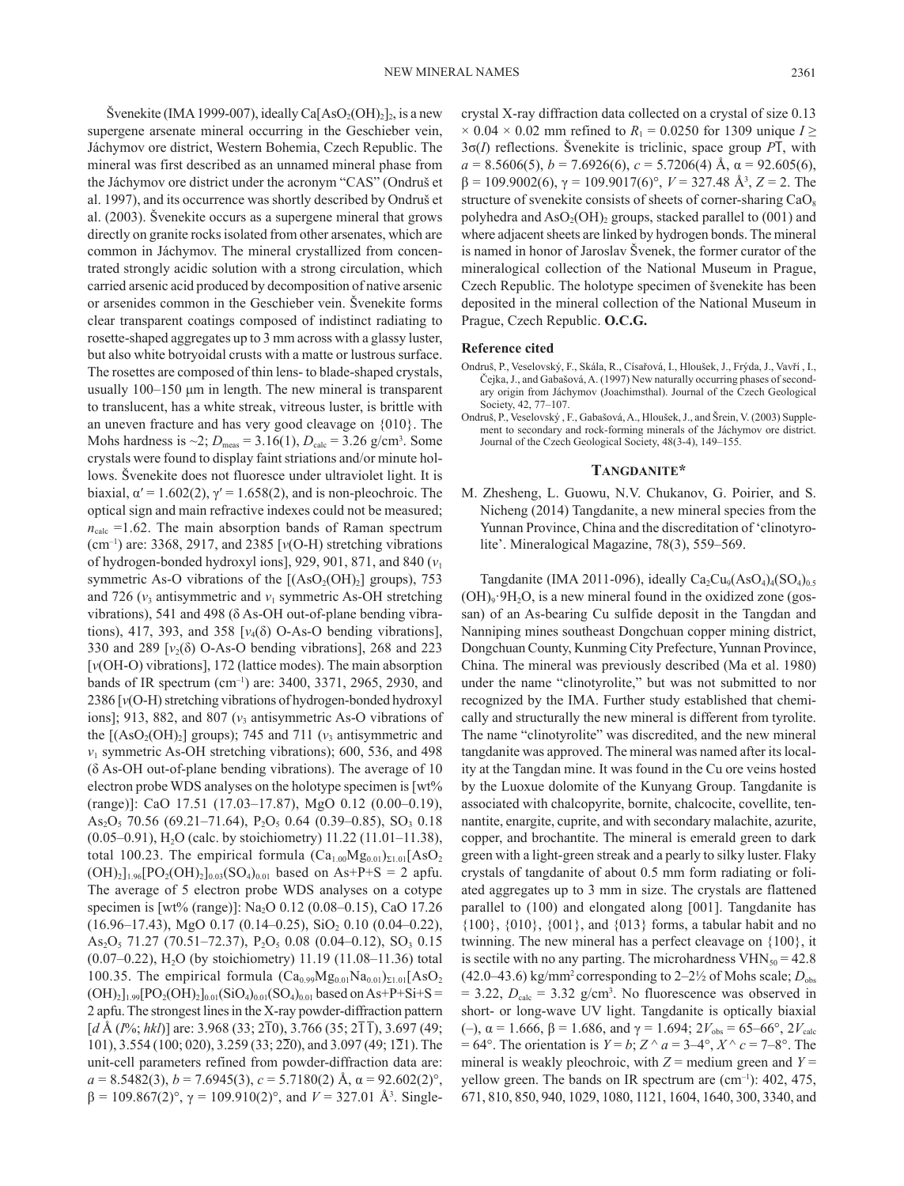Švenekite (IMA 1999-007), ideally $Ca[AsO_2(OH)_2]_2$, is a new supergene arsenate mineral occurring in the Geschieber vein, Jáchymov ore district, Western Bohemia, Czech Republic. The mineral was first described as an unnamed mineral phase from the Jáchymov ore district under the acronym "CAS" (Ondruš et al. 1997), and its occurrence was shortly described by Ondruš et al. (2003). Švenekite occurs as a supergene mineral that grows directly on granite rocks isolated from other arsenates, which are common in Jáchymov. The mineral crystallized from concentrated strongly acidic solution with a strong circulation, which carried arsenic acid produced by decomposition of native arsenic or arsenides common in the Geschieber vein. Švenekite forms clear transparent coatings composed of indistinct radiating to rosette-shaped aggregates up to 3 mm across with a glassy luster, but also white botryoidal crusts with a matte or lustrous surface. The rosettes are composed of thin lens- to blade-shaped crystals, usually 100–150 μm in length. The new mineral is transparent to translucent, has a white streak, vitreous luster, is brittle with an uneven fracture and has very good cleavage on {010}. The Mohs hardness is ~2; $D_{meas}$ = 3.16(1), $D_{calc}$ = 3.26 g/cm³. Some crystals were found to display faint striations and/or minute hollows. Švenekite does not fluoresce under ultraviolet light. It is biaxial, $\alpha'$ = 1.602(2), $\gamma'$ = 1.658(2), and is non-pleochroic. The optical sign and main refractive indexes could not be measured; $n_{calc}$ =1.62. The main absorption bands of Raman spectrum (cm⁻¹) are: 3368, 2917, and 2385 [$\nu$(O-H) stretching vibrations of hydrogen-bonded hydroxyl ions], 929, 901, 871, and 840 ($\nu_1$ symmetric As-O vibrations of the $[(AsO_2(OH)_2]$ groups), 753 and 726 ($\nu_3$ antisymmetric and $\nu_1$ symmetric As-OH stretching vibrations), 541 and 498 (δ As-OH out-of-plane bending vibrations), 417, 393, and 358 [$\nu_4$(δ) O-As-O bending vibrations], 330 and 289 [$\nu_2$(δ) O-As-O bending vibrations], 268 and 223 [$\nu$(OH-O) vibrations], 172 (lattice modes). The main absorption bands of IR spectrum (cm⁻¹) are: 3400, 3371, 2965, 2930, and 2386 [$\nu$(O-H) stretching vibrations of hydrogen-bonded hydroxyl ions]; 913, 882, and 807 ($\nu_3$ antisymmetric As-O vibrations of the $[(AsO_2(OH)_2]$ groups); 745 and 711 ($\nu_3$ antisymmetric and $\nu_1$ symmetric As-OH stretching vibrations); 600, 536, and 498 (δ As-OH out-of-plane bending vibrations). The average of 10 electron probe WDS analyses on the holotype specimen is [wt% (range)]: CaO 17.51 (17.03–17.87), MgO 0.12 (0.00–0.19), $As_2O_5$ 70.56 (69.21–71.64), $P_2O_5$ 0.64 (0.39–0.85), $SO_3$ 0.18 (0.05–0.91), $H_2O$ (calc. by stoichiometry) 11.22 (11.01–11.38), total 100.23. The empirical formula $(Ca_{1.00}Mg_{0.01})_{\Sigma 1.01}[AsO_2(OH)_2]_{1.96}[PO_2(OH)_2]_{0.03}(SO_4)_{0.01}$ based on As+P+S = 2 apfu. The average of 5 electron probe WDS analyses on a cotype specimen is [wt% (range)]: $Na_2O$ 0.12 (0.08–0.15), CaO 17.26 (16.96–17.43), MgO 0.17 (0.14–0.25), $SiO_2$ 0.10 (0.04–0.22), $As_2O_5$ 71.27 (70.51–72.37), $P_2O_5$ 0.08 (0.04–0.12), $SO_3$ 0.15 (0.07–0.22), $H_2O$ (by stoichiometry) 11.19 (11.08–11.36) total 100.35. The empirical formula $(Ca_{0.99}Mg_{0.01}Na_{0.01})_{\Sigma 1.01}[AsO_2(OH)_2]_{1.99}[PO_2(OH)_2]_{0.01}(SiO_4)_{0.01}(SO_4)_{0.01}$ based on As+P+Si+S = 2 apfu. The strongest lines in the X-ray powder-diffraction pattern [$d$ Å ($I$%; $hkl$)] are: 3.968 (33; $2\bar{1}0$), 3.766 (35; $2\bar{1}\bar{1}$), 3.697 (49; 101), 3.554 (100; 020), 3.259 (33; $2\bar{2}0$), and 3.097 (49; $1\bar{2}1$). The unit-cell parameters refined from powder-diffraction data are: $a$ = 8.5482(3), $b$ = 7.6945(3), $c$ = 5.7180(2) Å, $\alpha$ = 92.602(2)°, $\beta$ = 109.867(2)°, $\gamma$ = 109.910(2)°, and $V$ = 327.01 Å³. Single-crystal X-ray diffraction data collected on a crystal of size 0.13 × 0.04 × 0.02 mm refined to $R_1$ = 0.0250 for 1309 unique $I \geq 3\sigma(I)$ reflections. Švenekite is triclinic, space group $P\bar{1}$, with $a$ = 8.5606(5), $b$ = 7.6926(6), $c$ = 5.7206(4) Å, $\alpha$ = 92.605(6), $\beta$ = 109.9002(6), $\gamma$ = 109.9017(6)°, $V$ = 327.48 Å³, $Z$ = 2. The structure of svenekite consists of sheets of corner-sharing $CaO_8$ polyhedra and $AsO_2(OH)_2$ groups, stacked parallel to (001) and where adjacent sheets are linked by hydrogen bonds. The mineral is named in honor of Jaroslav Švenek, the former curator of the mineralogical collection of the National Museum in Prague, Czech Republic. The holotype specimen of švenekite has been deposited in the mineral collection of the National Museum in Prague, Czech Republic. **O.C.G.**

### Reference cited

Ondruš, P., Veselovský, F., Skála, R., Císařová, I., Hloušek, J., Frýda, J., Vavří , I., Čejka, J., and Gabašová, A. (1997) New naturally occurring phases of secondary origin from Jáchymov (Joachimsthal). Journal of the Czech Geological Society, 42, 77–107.

Ondruš, P., Veselovský , F., Gabašová, A., Hloušek, J., and Šrein, V. (2003) Supplement to secondary and rock-forming minerals of the Jáchymov ore district. Journal of the Czech Geological Society, 48(3-4), 149–155.

## Tangdanite*

M. Zhesheng, L. Guowu, N.V. Chukanov, G. Poirier, and S. Nicheng (2014) Tangdanite, a new mineral species from the Yunnan Province, China and the discreditation of 'clinotyrolite'. Mineralogical Magazine, 78(3), 559–569.

Tangdanite (IMA 2011-096), ideally $Ca_2Cu_9(AsO_4)_4(SO_4)_{0.5}(OH)_9 \cdot 9H_2O$, is a new mineral found in the oxidized zone (gossan) of an As-bearing Cu sulfide deposit in the Tangdan and Nanniping mines southeast Dongchuan copper mining district, Dongchuan County, Kunming City Prefecture, Yunnan Province, China. The mineral was previously described (Ma et al. 1980) under the name "clinotyrolite," but was not submitted to nor recognized by the IMA. Further study established that chemically and structurally the new mineral is different from tyrolite. The name "clinotyrolite" was discredited, and the new mineral tangdanite was approved. The mineral was named after its locality at the Tangdan mine. It was found in the Cu ore veins hosted by the Luoxue dolomite of the Kunyang Group. Tangdanite is associated with chalcopyrite, bornite, chalcocite, covellite, tennantite, enargite, cuprite, and with secondary malachite, azurite, copper, and brochantite. The mineral is emerald green to dark green with a light-green streak and a pearly to silky luster. Flaky crystals of tangdanite of about 0.5 mm form radiating or foliated aggregates up to 3 mm in size. The crystals are flattened parallel to (100) and elongated along [001]. Tangdanite has {100}, {010}, {001}, and {013} forms, a tabular habit and no twinning. The new mineral has a perfect cleavage on {100}, it is sectile with no any parting. The microhardness $VHN_{50}$ = 42.8 (42.0–43.6) kg/mm² corresponding to 2–2½ of Mohs scale; $D_{obs}$ = 3.22, $D_{calc}$ = 3.32 g/cm³. No fluorescence was observed in short- or long-wave UV light. Tangdanite is optically biaxial (–), $\alpha$ = 1.666, $\beta$ = 1.686, and $\gamma$ = 1.694; $2V_{obs}$ = 65–66°, $2V_{calc}$ = 64°. The orientation is $Y = b$; $Z \wedge a$ = 3–4°, $X \wedge c$ = 7–8°. The mineral is weakly pleochroic, with $Z$ = medium green and $Y$ = yellow green. The bands on IR spectrum are (cm⁻¹): 402, 475, 671, 810, 850, 940, 1029, 1080, 1121, 1604, 1640, 300, 3340, and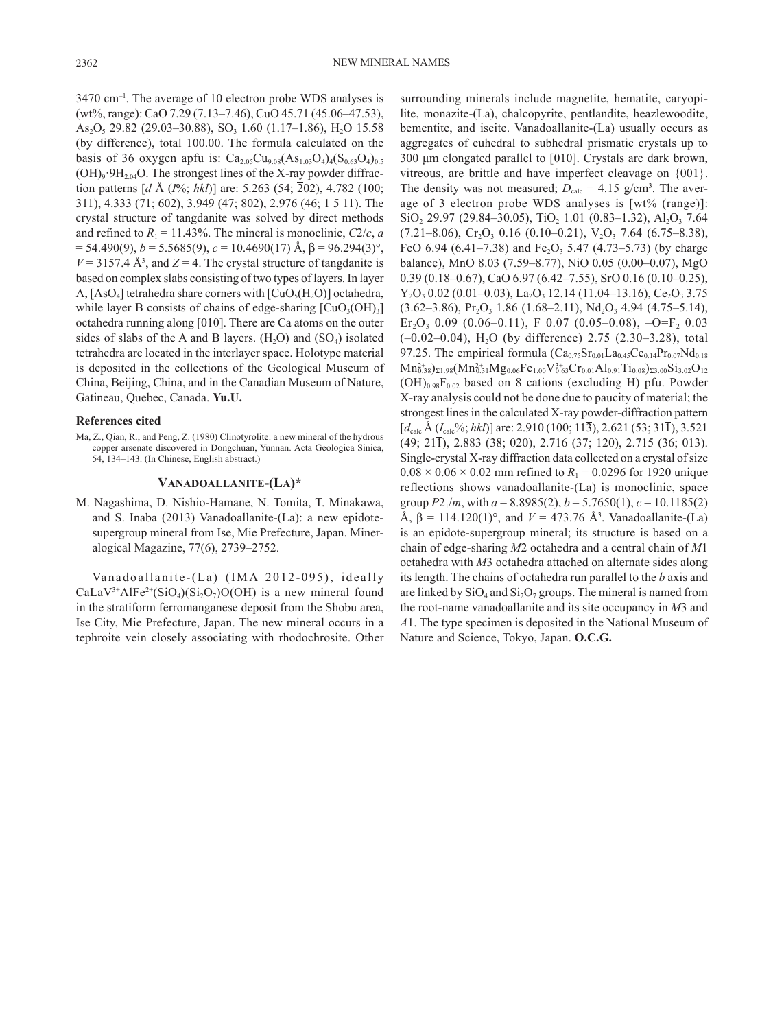3470 cm$^{-1}$. The average of 10 electron probe WDS analyses is (wt%, range): CaO 7.29 (7.13–7.46), CuO 45.71 (45.06–47.53), $As_2O_5$ 29.82 (29.03–30.88), $SO_3$ 1.60 (1.17–1.86), $H_2O$ 15.58 (by difference), total 100.00. The formula calculated on the basis of 36 oxygen apfu is: $Ca_{2.05}Cu_{9.08}(As_{1.03}O_4)_4(S_{0.63}O_4)_{0.5}(OH)_9{\cdot}9H_{2.04}O$. The strongest lines of the X-ray powder diffraction patterns [$d$ Å ($I$%; $hkl$)] are: 5.263 (54; $\overline{2}02$), 4.782 (100; $\overline{3}11$), 4.333 (71; 602), 3.949 (47; 802), 2.976 (46; $\overline{1}\,\overline{5}\,11$). The crystal structure of tangdanite was solved by direct methods and refined to $R_1 = 11.43\%$. The mineral is monoclinic, $C2/c$, $a = 54.490(9)$, $b = 5.5685(9)$, $c = 10.4690(17)$ Å, $\beta = 96.294(3)°$, $V = 3157.4$ Å$^3$, and $Z = 4$. The crystal structure of tangdanite is based on complex slabs consisting of two types of layers. In layer A, [$AsO_4$] tetrahedra share corners with [$CuO_5(H_2O)$] octahedra, while layer B consists of chains of edge-sharing [$CuO_3(OH)_3$] octahedra running along [010]. There are Ca atoms on the outer sides of slabs of the A and B layers. ($H_2O$) and ($SO_4$) isolated tetrahedra are located in the interlayer space. Holotype material is deposited in the collections of the Geological Museum of China, Beijing, China, and in the Canadian Museum of Nature, Gatineau, Quebec, Canada. **Yu.U.**

### References cited

Ma, Z., Qian, R., and Peng, Z. (1980) Clinotyrolite: a new mineral of the hydrous copper arsenate discovered in Dongchuan, Yunnan. Acta Geologica Sinica, 54, 134–143. (In Chinese, English abstract.)

## Vanadoallanite-(La)*

M. Nagashima, D. Nishio-Hamane, N. Tomita, T. Minakawa, and S. Inaba (2013) Vanadoallanite-(La): a new epidote-supergroup mineral from Ise, Mie Prefecture, Japan. Mineralogical Magazine, 77(6), 2739–2752.

Vanadoallanite-(La) (IMA 2012-095), ideally $CaLaV^{3+}AlFe^{2+}(SiO_4)(Si_2O_7)O(OH)$ is a new mineral found in the stratiform ferromanganese deposit from the Shobu area, Ise City, Mie Prefecture, Japan. The new mineral occurs in a tephroite vein closely associating with rhodochrosite. Other surrounding minerals include magnetite, hematite, caryopilite, monazite-(La), chalcopyrite, pentlandite, heazlewoodite, bementite, and iseite. Vanadoallanite-(La) usually occurs as aggregates of euhedral to subhedral prismatic crystals up to 300 μm elongated parallel to [010]. Crystals are dark brown, vitreous, are brittle and have imperfect cleavage on {001}. The density was not measured; $D_{calc} = 4.15$ g/cm$^3$. The average of 3 electron probe WDS analyses is [wt% (range)]: $SiO_2$ 29.97 (29.84–30.05), $TiO_2$ 1.01 (0.83–1.32), $Al_2O_3$ 7.64 (7.21–8.06), $Cr_2O_3$ 0.16 (0.10–0.21), $V_2O_3$ 7.64 (6.75–8.38), FeO 6.94 (6.41–7.38) and $Fe_2O_3$ 5.47 (4.73–5.73) (by charge balance), MnO 8.03 (7.59–8.77), NiO 0.05 (0.00–0.07), MgO 0.39 (0.18–0.67), CaO 6.97 (6.42–7.55), SrO 0.16 (0.10–0.25), $Y_2O_3$ 0.02 (0.01–0.03), $La_2O_3$ 12.14 (11.04–13.16), $Ce_2O_3$ 3.75 (3.62–3.86), $Pr_2O_3$ 1.86 (1.68–2.11), $Nd_2O_3$ 4.94 (4.75–5.14), $Er_2O_3$ 0.09 (0.06–0.11), F 0.07 (0.05–0.08), $-O{=}F_2$ 0.03 (–0.02–0.04), $H_2O$ (by difference) 2.75 (2.30–3.28), total 97.25. The empirical formula $(Ca_{0.75}Sr_{0.01}La_{0.45}Ce_{0.14}Pr_{0.07}Nd_{0.18}Mn^{2+}_{0.38})_{\Sigma 1.98}(Mn^{2+}_{0.31}Mg_{0.06}Fe_{1.00}V^{3+}_{0.63}Cr_{0.01}Al_{0.91}Ti_{0.08})_{\Sigma 3.00}Si_{3.02}O_{12}(OH)_{0.98}F_{0.02}$ based on 8 cations (excluding H) pfu. Powder X-ray analysis could not be done due to paucity of material; the strongest lines in the calculated X-ray powder-diffraction pattern [$d_{calc}$ Å ($I_{calc}$%; $hkl$)] are: 2.910 (100; $11\overline{3}$), 2.621 (53; $31\overline{1}$), 3.521 (49; $21\overline{1}$), 2.883 (38; 020), 2.716 (37; 120), 2.715 (36; 013). Single-crystal X-ray diffraction data collected on a crystal of size 0.08 × 0.06 × 0.02 mm refined to $R_1 = 0.0296$ for 1920 unique reflections shows vanadoallanite-(La) is monoclinic, space group $P2_1/m$, with $a = 8.8985(2)$, $b = 5.7650(1)$, $c = 10.1185(2)$ Å, $\beta = 114.120(1)°$, and $V = 473.76$ Å$^3$. Vanadoallanite-(La) is an epidote-supergroup mineral; its structure is based on a chain of edge-sharing $M2$ octahedra and a central chain of $M1$ octahedra with $M3$ octahedra attached on alternate sides along its length. The chains of octahedra run parallel to the $b$ axis and are linked by $SiO_4$ and $Si_2O_7$ groups. The mineral is named from the root-name vanadoallanite and its site occupancy in $M3$ and $A1$. The type specimen is deposited in the National Museum of Nature and Science, Tokyo, Japan. **O.C.G.**